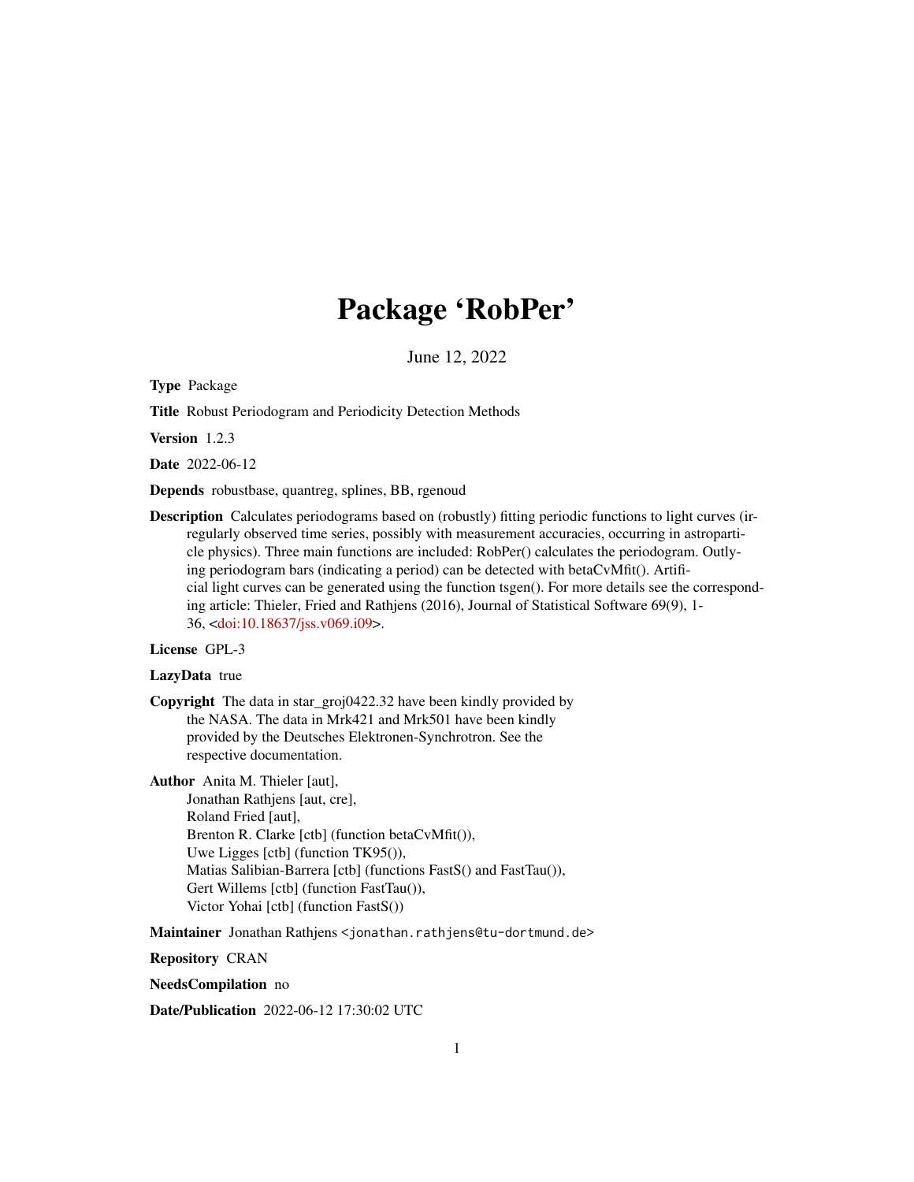# Package 'RobPer'

June 12, 2022

**Type** Package

**Title** Robust Periodogram and Periodicity Detection Methods

**Version** 1.2.3

**Date** 2022-06-12

**Depends** robustbase, quantreg, splines, BB, rgenoud

**Description** Calculates periodograms based on (robustly) fitting periodic functions to light curves (irregularly observed time series, possibly with measurement accuracies, occurring in astroparticle physics). Three main functions are included: RobPer() calculates the periodogram. Outlying periodogram bars (indicating a period) can be detected with betaCvMfit(). Artificial light curves can be generated using the function tsgen(). For more details see the corresponding article: Thieler, Fried and Rathjens (2016), Journal of Statistical Software 69(9), 1-36, <doi:10.18637/jss.v069.i09>.

**License** GPL-3

**LazyData** true

**Copyright** The data in star_groj0422.32 have been kindly provided by the NASA. The data in Mrk421 and Mrk501 have been kindly provided by the Deutsches Elektronen-Synchrotron. See the respective documentation.

**Author** Anita M. Thieler [aut],
Jonathan Rathjens [aut, cre],
Roland Fried [aut],
Brenton R. Clarke [ctb] (function betaCvMfit()),
Uwe Ligges [ctb] (function TK95()),
Matias Salibian-Barrera [ctb] (functions FastS() and FastTau()),
Gert Willems [ctb] (function FastTau()),
Victor Yohai [ctb] (function FastS())

**Maintainer** Jonathan Rathjens <jonathan.rathjens@tu-dortmund.de>

**Repository** CRAN

**NeedsCompilation** no

**Date/Publication** 2022-06-12 17:30:02 UTC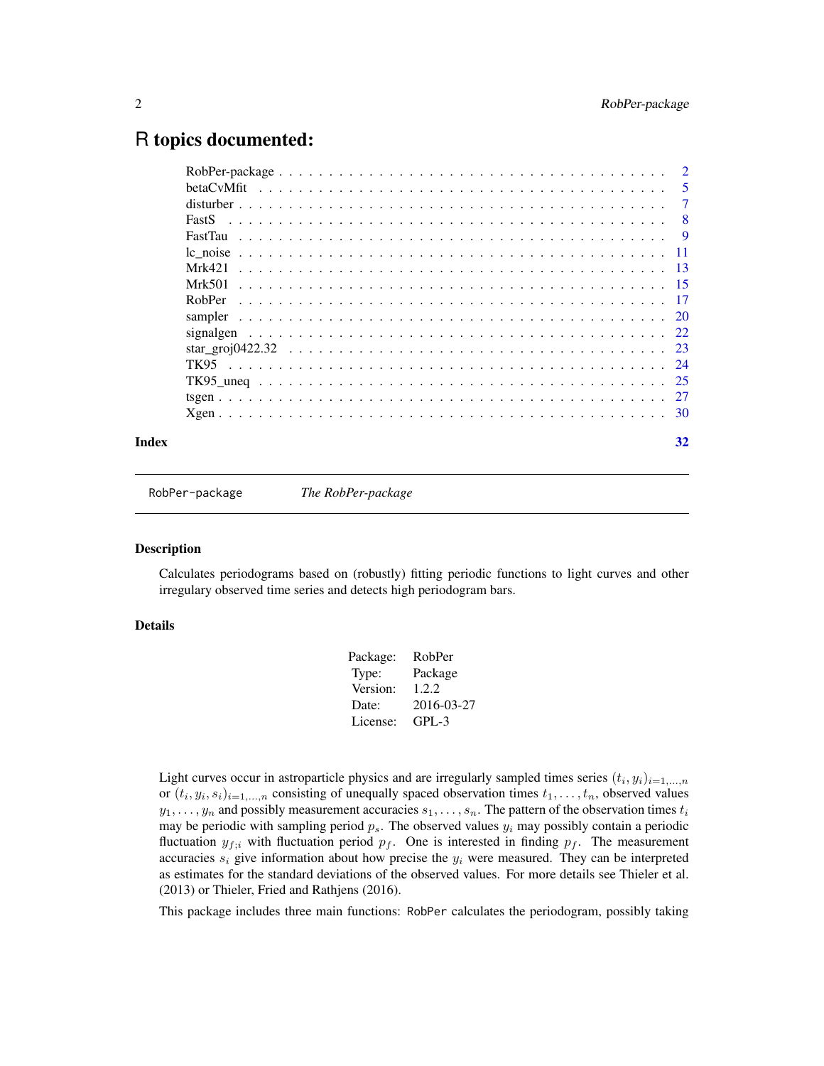# R topics documented:

| | |
|---|---|
| RobPer-package | 2 |
| betaCvMfit | 5 |
| disturber | 7 |
| FastS | 8 |
| FastTau | 9 |
| lc_noise | 11 |
| Mrk421 | 13 |
| Mrk501 | 15 |
| RobPer | 17 |
| sampler | 20 |
| signalgen | 22 |
| star_groj0422.32 | 23 |
| TK95 | 24 |
| TK95_uneq | 25 |
| tsgen | 27 |
| Xgen | 30 |
| **Index** | **32** |

---

RobPer-package *The RobPer-package*

---

## Description

Calculates periodograms based on (robustly) fitting periodic functions to light curves and other irregulary observed time series and detects high periodogram bars.

## Details

| | |
|---|---|
| Package: | RobPer |
| Type: | Package |
| Version: | 1.2.2 |
| Date: | 2016-03-27 |
| License: | GPL-3 |

Light curves occur in astroparticle physics and are irregularly sampled times series $(t_i, y_i)_{i=1,...,n}$ or $(t_i, y_i, s_i)_{i=1,...,n}$ consisting of unequally spaced observation times $t_1, \ldots, t_n$, observed values $y_1, \ldots, y_n$ and possibly measurement accuracies $s_1, \ldots, s_n$. The pattern of the observation times $t_i$ may be periodic with sampling period $p_s$. The observed values $y_i$ may possibly contain a periodic fluctuation $y_{f;i}$ with fluctuation period $p_f$. One is interested in finding $p_f$. The measurement accuracies $s_i$ give information about how precise the $y_i$ were measured. They can be interpreted as estimates for the standard deviations of the observed values. For more details see Thieler et al. (2013) or Thieler, Fried and Rathjens (2016).

This package includes three main functions: RobPer calculates the periodogram, possibly taking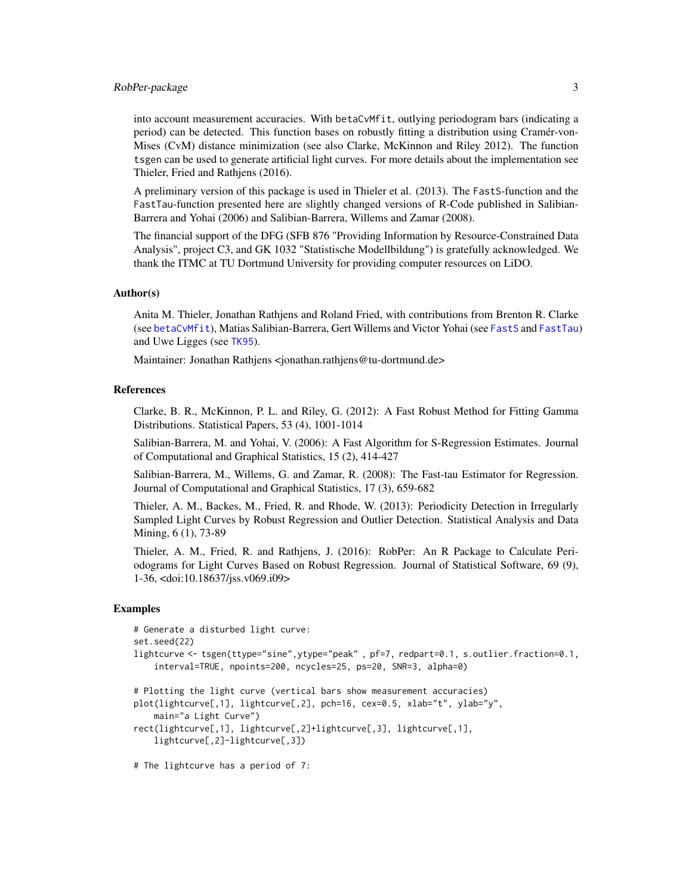into account measurement accuracies. With betaCvMfit, outlying periodogram bars (indicating a period) can be detected. This function bases on robustly fitting a distribution using Cramér-von-Mises (CvM) distance minimization (see also Clarke, McKinnon and Riley 2012). The function tsgen can be used to generate artificial light curves. For more details about the implementation see Thieler, Fried and Rathjens (2016).

A preliminary version of this package is used in Thieler et al. (2013). The FastS-function and the FastTau-function presented here are slightly changed versions of R-Code published in Salibian-Barrera and Yohai (2006) and Salibian-Barrera, Willems and Zamar (2008).

The financial support of the DFG (SFB 876 "Providing Information by Resource-Constrained Data Analysis", project C3, and GK 1032 "Statistische Modellbildung") is gratefully acknowledged. We thank the ITMC at TU Dortmund University for providing computer resources on LiDO.

### Author(s)

Anita M. Thieler, Jonathan Rathjens and Roland Fried, with contributions from Brenton R. Clarke (see betaCvMfit), Matias Salibian-Barrera, Gert Willems and Victor Yohai (see FastS and FastTau) and Uwe Ligges (see TK95).

Maintainer: Jonathan Rathjens <jonathan.rathjens@tu-dortmund.de>

### References

Clarke, B. R., McKinnon, P. L. and Riley, G. (2012): A Fast Robust Method for Fitting Gamma Distributions. Statistical Papers, 53 (4), 1001-1014

Salibian-Barrera, M. and Yohai, V. (2006): A Fast Algorithm for S-Regression Estimates. Journal of Computational and Graphical Statistics, 15 (2), 414-427

Salibian-Barrera, M., Willems, G. and Zamar, R. (2008): The Fast-tau Estimator for Regression. Journal of Computational and Graphical Statistics, 17 (3), 659-682

Thieler, A. M., Backes, M., Fried, R. and Rhode, W. (2013): Periodicity Detection in Irregularly Sampled Light Curves by Robust Regression and Outlier Detection. Statistical Analysis and Data Mining, 6 (1), 73-89

Thieler, A. M., Fried, R. and Rathjens, J. (2016): RobPer: An R Package to Calculate Periodograms for Light Curves Based on Robust Regression. Journal of Statistical Software, 69 (9), 1-36, <doi:10.18637/jss.v069.i09>

### Examples

```
# Generate a disturbed light curve:
set.seed(22)
lightcurve <- tsgen(ttype="sine",ytype="peak" , pf=7, redpart=0.1, s.outlier.fraction=0.1,
    interval=TRUE, npoints=200, ncycles=25, ps=20, SNR=3, alpha=0)

# Plotting the light curve (vertical bars show measurement accuracies)
plot(lightcurve[,1], lightcurve[,2], pch=16, cex=0.5, xlab="t", ylab="y",
    main="a Light Curve")
rect(lightcurve[,1], lightcurve[,2]+lightcurve[,3], lightcurve[,1],
    lightcurve[,2]-lightcurve[,3])

# The lightcurve has a period of 7:
```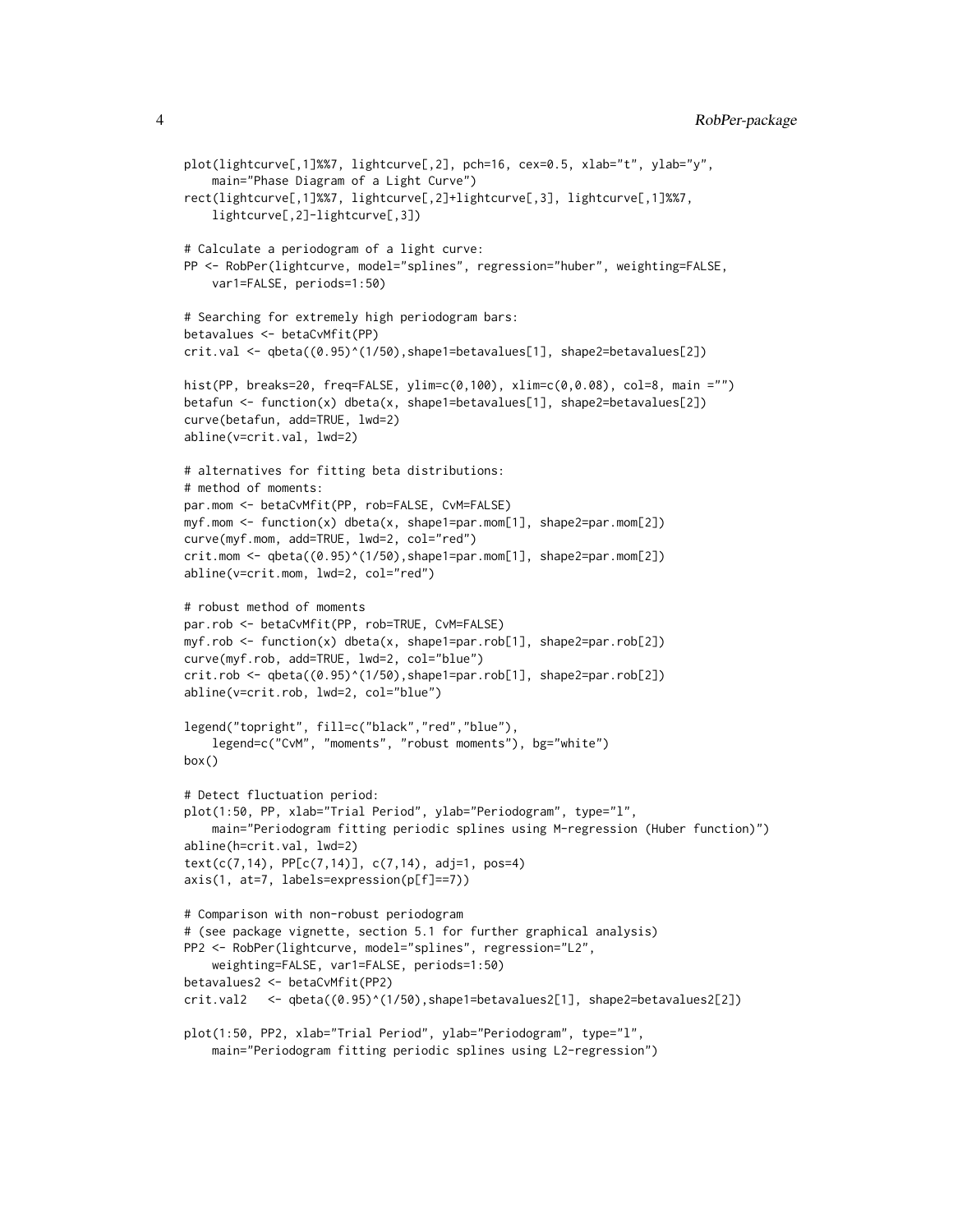```
plot(lightcurve[,1]%%7, lightcurve[,2], pch=16, cex=0.5, xlab="t", ylab="y",
    main="Phase Diagram of a Light Curve")
rect(lightcurve[,1]%%7, lightcurve[,2]+lightcurve[,3], lightcurve[,1]%%7,
    lightcurve[,2]-lightcurve[,3])

# Calculate a periodogram of a light curve:
PP <- RobPer(lightcurve, model="splines", regression="huber", weighting=FALSE,
    var1=FALSE, periods=1:50)

# Searching for extremely high periodogram bars:
betavalues <- betaCvMfit(PP)
crit.val <- qbeta((0.95)^(1/50),shape1=betavalues[1], shape2=betavalues[2])

hist(PP, breaks=20, freq=FALSE, ylim=c(0,100), xlim=c(0,0.08), col=8, main ="")
betafun <- function(x) dbeta(x, shape1=betavalues[1], shape2=betavalues[2])
curve(betafun, add=TRUE, lwd=2)
abline(v=crit.val, lwd=2)

# alternatives for fitting beta distributions:
# method of moments:
par.mom <- betaCvMfit(PP, rob=FALSE, CvM=FALSE)
myf.mom <- function(x) dbeta(x, shape1=par.mom[1], shape2=par.mom[2])
curve(myf.mom, add=TRUE, lwd=2, col="red")
crit.mom <- qbeta((0.95)^(1/50),shape1=par.mom[1], shape2=par.mom[2])
abline(v=crit.mom, lwd=2, col="red")

# robust method of moments
par.rob <- betaCvMfit(PP, rob=TRUE, CvM=FALSE)
myf.rob <- function(x) dbeta(x, shape1=par.rob[1], shape2=par.rob[2])
curve(myf.rob, add=TRUE, lwd=2, col="blue")
crit.rob <- qbeta((0.95)^(1/50),shape1=par.rob[1], shape2=par.rob[2])
abline(v=crit.rob, lwd=2, col="blue")

legend("topright", fill=c("black","red","blue"),
    legend=c("CvM", "moments", "robust moments"), bg="white")
box()

# Detect fluctuation period:
plot(1:50, PP, xlab="Trial Period", ylab="Periodogram", type="l",
    main="Periodogram fitting periodic splines using M-regression (Huber function)")
abline(h=crit.val, lwd=2)
text(c(7,14), PP[c(7,14)], c(7,14), adj=1, pos=4)
axis(1, at=7, labels=expression(p[f]==7))

# Comparison with non-robust periodogram
# (see package vignette, section 5.1 for further graphical analysis)
PP2 <- RobPer(lightcurve, model="splines", regression="L2",
    weighting=FALSE, var1=FALSE, periods=1:50)
betavalues2 <- betaCvMfit(PP2)
crit.val2   <- qbeta((0.95)^(1/50),shape1=betavalues2[1], shape2=betavalues2[2])

plot(1:50, PP2, xlab="Trial Period", ylab="Periodogram", type="l",
    main="Periodogram fitting periodic splines using L2-regression")
```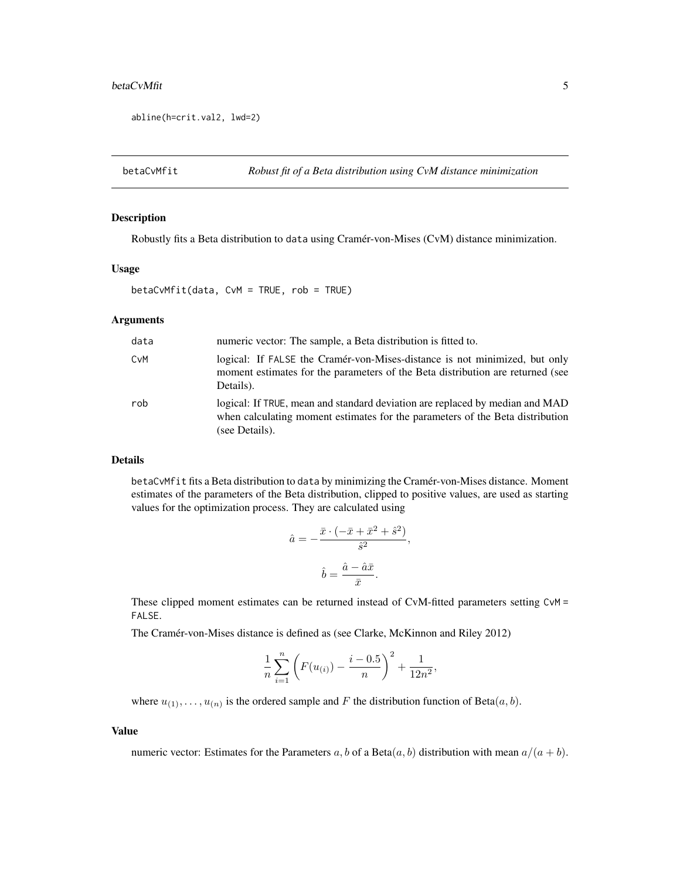```
abline(h=crit.val2, lwd=2)
```

---

## betaCvMfit — *Robust fit of a Beta distribution using CvM distance minimization*

### Description

Robustly fits a Beta distribution to `data` using Cramér-von-Mises (CvM) distance minimization.

### Usage

```
betaCvMfit(data, CvM = TRUE, rob = TRUE)
```

### Arguments

| | |
|---|---|
| `data` | numeric vector: The sample, a Beta distribution is fitted to. |
| `CvM` | logical: If `FALSE` the Cramér-von-Mises-distance is not minimized, but only moment estimates for the parameters of the Beta distribution are returned (see Details). |
| `rob` | logical: If `TRUE`, mean and standard deviation are replaced by median and MAD when calculating moment estimates for the parameters of the Beta distribution (see Details). |

### Details

`betaCvMfit` fits a Beta distribution to `data` by minimizing the Cramér-von-Mises distance. Moment estimates of the parameters of the Beta distribution, clipped to positive values, are used as starting values for the optimization process. They are calculated using

$$\hat{a} = -\frac{\bar{x} \cdot (-\bar{x} + \bar{x}^2 + \hat{s}^2)}{\hat{s}^2},$$

$$\hat{b} = \frac{\hat{a} - \hat{a}\bar{x}}{\bar{x}}.$$

These clipped moment estimates can be returned instead of CvM-fitted parameters setting `CvM = FALSE`.

The Cramér-von-Mises distance is defined as (see Clarke, McKinnon and Riley 2012)

$$\frac{1}{n} \sum_{i=1}^{n} \left( F(u_{(i)}) - \frac{i - 0.5}{n} \right)^2 + \frac{1}{12n^2},$$

where $u_{(1)}, \ldots, u_{(n)}$ is the ordered sample and $F$ the distribution function of $\text{Beta}(a, b)$.

### Value

numeric vector: Estimates for the Parameters $a, b$ of a $\text{Beta}(a, b)$ distribution with mean $a/(a + b)$.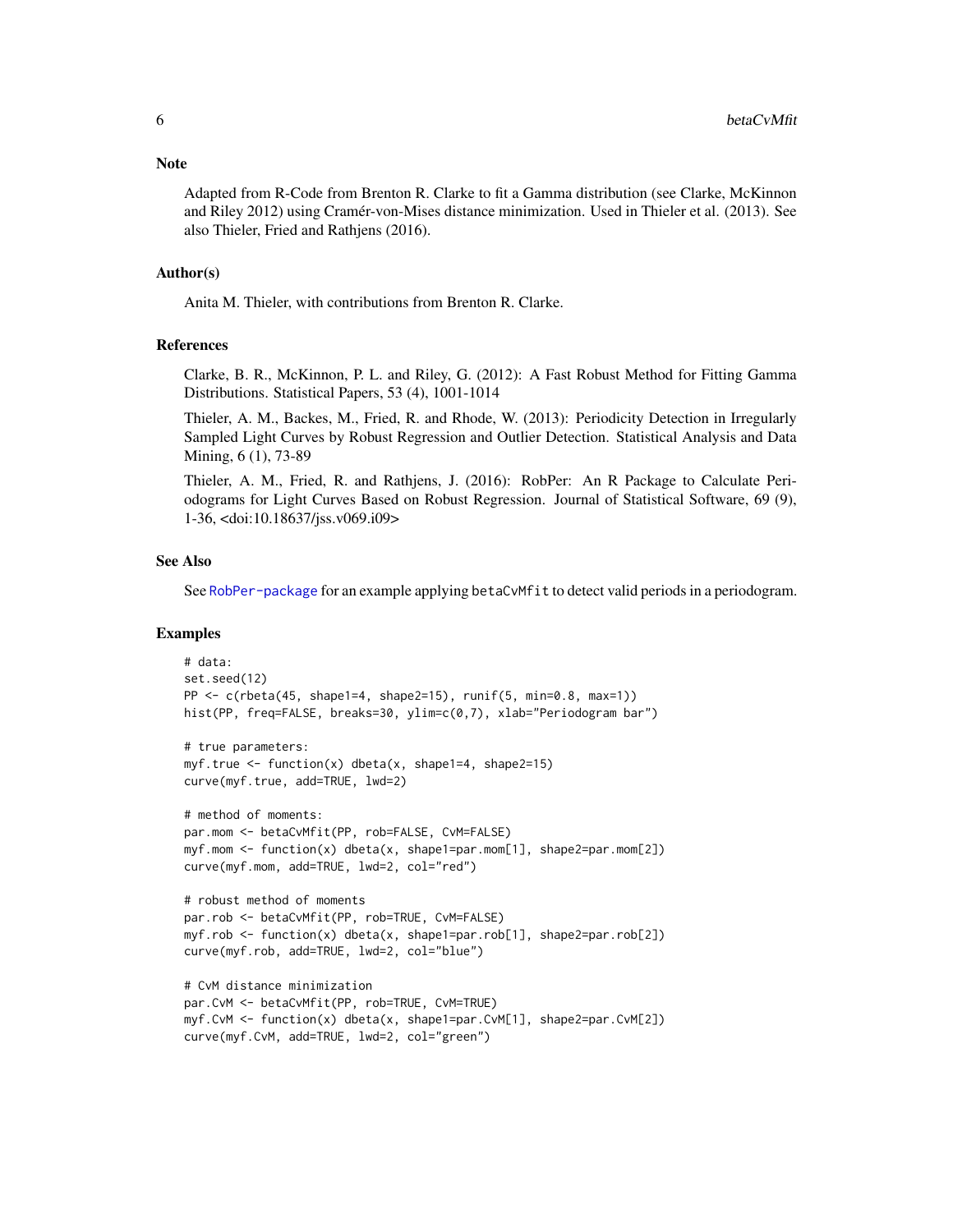### Note

Adapted from R-Code from Brenton R. Clarke to fit a Gamma distribution (see Clarke, McKinnon and Riley 2012) using Cramér-von-Mises distance minimization. Used in Thieler et al. (2013). See also Thieler, Fried and Rathjens (2016).

### Author(s)

Anita M. Thieler, with contributions from Brenton R. Clarke.

### References

Clarke, B. R., McKinnon, P. L. and Riley, G. (2012): A Fast Robust Method for Fitting Gamma Distributions. Statistical Papers, 53 (4), 1001-1014

Thieler, A. M., Backes, M., Fried, R. and Rhode, W. (2013): Periodicity Detection in Irregularly Sampled Light Curves by Robust Regression and Outlier Detection. Statistical Analysis and Data Mining, 6 (1), 73-89

Thieler, A. M., Fried, R. and Rathjens, J. (2016): RobPer: An R Package to Calculate Periodograms for Light Curves Based on Robust Regression. Journal of Statistical Software, 69 (9), 1-36, <doi:10.18637/jss.v069.i09>

### See Also

See RobPer-package for an example applying `betaCvMfit` to detect valid periods in a periodogram.

### Examples

```
# data:
set.seed(12)
PP <- c(rbeta(45, shape1=4, shape2=15), runif(5, min=0.8, max=1))
hist(PP, freq=FALSE, breaks=30, ylim=c(0,7), xlab="Periodogram bar")

# true parameters:
myf.true <- function(x) dbeta(x, shape1=4, shape2=15)
curve(myf.true, add=TRUE, lwd=2)

# method of moments:
par.mom <- betaCvMfit(PP, rob=FALSE, CvM=FALSE)
myf.mom <- function(x) dbeta(x, shape1=par.mom[1], shape2=par.mom[2])
curve(myf.mom, add=TRUE, lwd=2, col="red")

# robust method of moments
par.rob <- betaCvMfit(PP, rob=TRUE, CvM=FALSE)
myf.rob <- function(x) dbeta(x, shape1=par.rob[1], shape2=par.rob[2])
curve(myf.rob, add=TRUE, lwd=2, col="blue")

# CvM distance minimization
par.CvM <- betaCvMfit(PP, rob=TRUE, CvM=TRUE)
myf.CvM <- function(x) dbeta(x, shape1=par.CvM[1], shape2=par.CvM[2])
curve(myf.CvM, add=TRUE, lwd=2, col="green")
```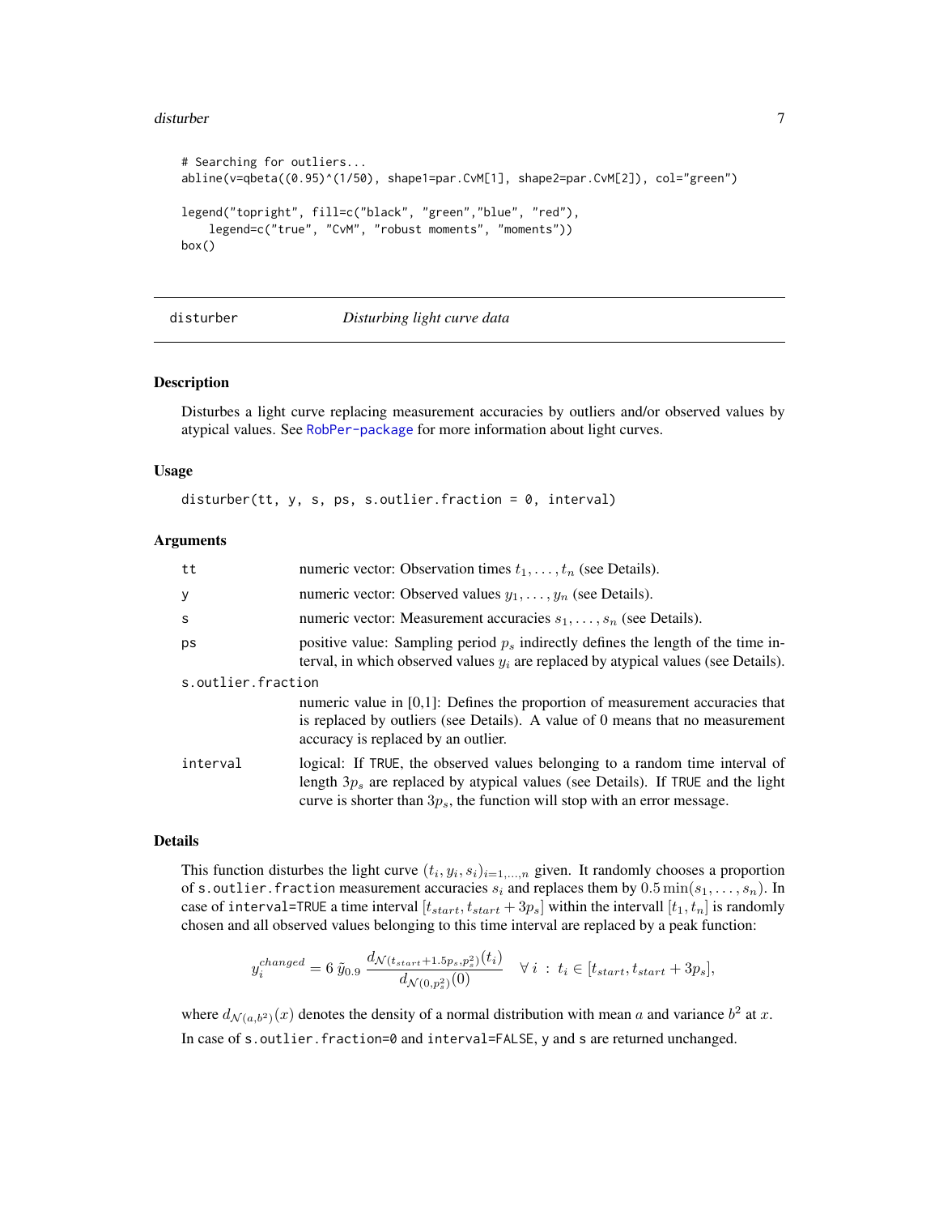```
# Searching for outliers...
abline(v=qbeta((0.95)^(1/50), shape1=par.CvM[1], shape2=par.CvM[2]), col="green")

legend("topright", fill=c("black", "green","blue", "red"),
    legend=c("true", "CvM", "robust moments", "moments"))
box()
```

## disturber — *Disturbing light curve data*

### Description

Disturbes a light curve replacing measurement accuracies by outliers and/or observed values by atypical values. See RobPer-package for more information about light curves.

### Usage

```
disturber(tt, y, s, ps, s.outlier.fraction = 0, interval)
```

### Arguments

| | |
|---|---|
| tt | numeric vector: Observation times $t_1, \ldots, t_n$ (see Details). |
| y | numeric vector: Observed values $y_1, \ldots, y_n$ (see Details). |
| s | numeric vector: Measurement accuracies $s_1, \ldots, s_n$ (see Details). |
| ps | positive value: Sampling period $p_s$ indirectly defines the length of the time interval, in which observed values $y_i$ are replaced by atypical values (see Details). |
| s.outlier.fraction | numeric value in [0,1]: Defines the proportion of measurement accuracies that is replaced by outliers (see Details). A value of 0 means that no measurement accuracy is replaced by an outlier. |
| interval | logical: If TRUE, the observed values belonging to a random time interval of length $3p_s$ are replaced by atypical values (see Details). If TRUE and the light curve is shorter than $3p_s$, the function will stop with an error message. |

### Details

This function disturbes the light curve $(t_i, y_i, s_i)_{i=1,\ldots,n}$ given. It randomly chooses a proportion of s.outlier.fraction measurement accuracies $s_i$ and replaces them by $0.5 \min(s_1, \ldots, s_n)$. In case of interval=TRUE a time interval $[t_{start}, t_{start} + 3p_s]$ within the intervall $[t_1, t_n]$ is randomly chosen and all observed values belonging to this time interval are replaced by a peak function:

$$y_i^{changed} = 6\, \tilde{y}_{0.9}\, \frac{d_{\mathcal{N}(t_{start}+1.5p_s, p_s^2)}(t_i)}{d_{\mathcal{N}(0,p_s^2)}(0)} \quad \forall\, i\, :\, t_i \in [t_{start}, t_{start} + 3p_s],$$

where $d_{\mathcal{N}(a,b^2)}(x)$ denotes the density of a normal distribution with mean $a$ and variance $b^2$ at $x$.

In case of s.outlier.fraction=0 and interval=FALSE, y and s are returned unchanged.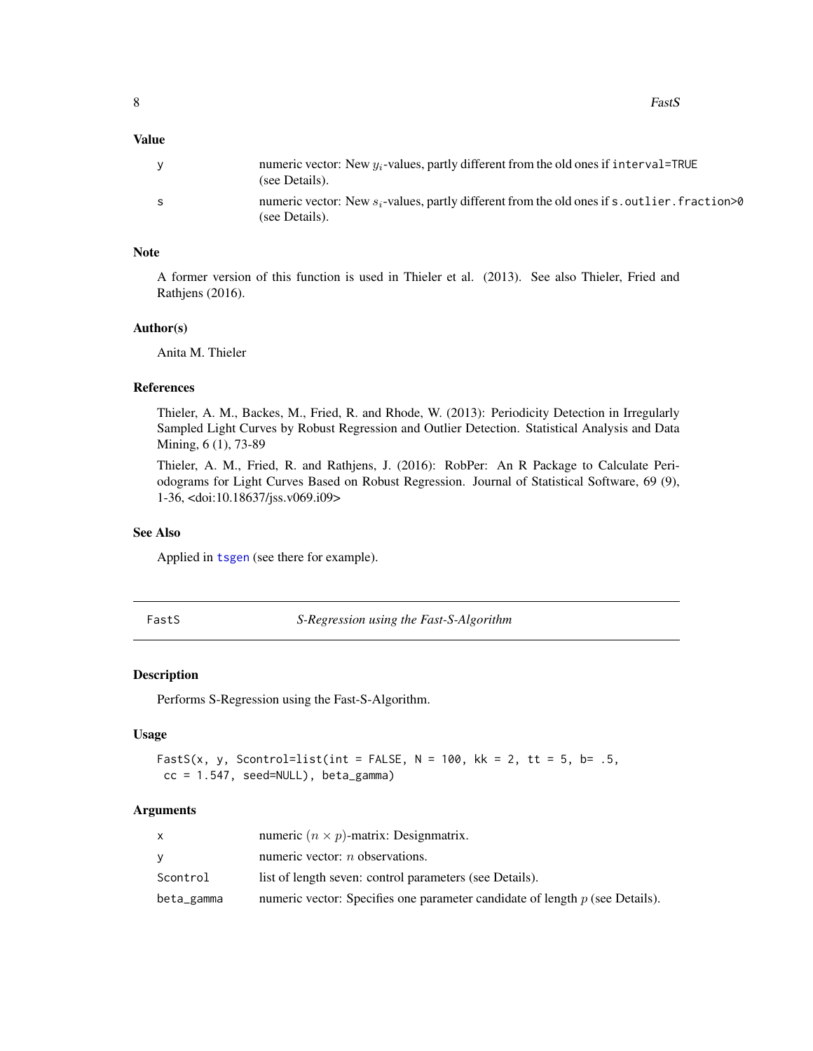### Value

| | |
|---|---|
| y | numeric vector: New $y_i$-values, partly different from the old ones if `interval=TRUE` (see Details). |
| s | numeric vector: New $s_i$-values, partly different from the old ones if `s.outlier.fraction>0` (see Details). |

### Note

A former version of this function is used in Thieler et al. (2013). See also Thieler, Fried and Rathjens (2016).

### Author(s)

Anita M. Thieler

### References

Thieler, A. M., Backes, M., Fried, R. and Rhode, W. (2013): Periodicity Detection in Irregularly Sampled Light Curves by Robust Regression and Outlier Detection. Statistical Analysis and Data Mining, 6 (1), 73-89

Thieler, A. M., Fried, R. and Rathjens, J. (2016): RobPer: An R Package to Calculate Periodograms for Light Curves Based on Robust Regression. Journal of Statistical Software, 69 (9), 1-36, <doi:10.18637/jss.v069.i09>

### See Also

Applied in `tsgen` (see there for example).

---

## FastS — *S-Regression using the Fast-S-Algorithm*

### Description

Performs S-Regression using the Fast-S-Algorithm.

### Usage

```
FastS(x, y, Scontrol=list(int = FALSE, N = 100, kk = 2, tt = 5, b= .5,
 cc = 1.547, seed=NULL), beta_gamma)
```

### Arguments

| | |
|---|---|
| x | numeric $(n \times p)$-matrix: Designmatrix. |
| y | numeric vector: $n$ observations. |
| Scontrol | list of length seven: control parameters (see Details). |
| beta_gamma | numeric vector: Specifies one parameter candidate of length $p$ (see Details). |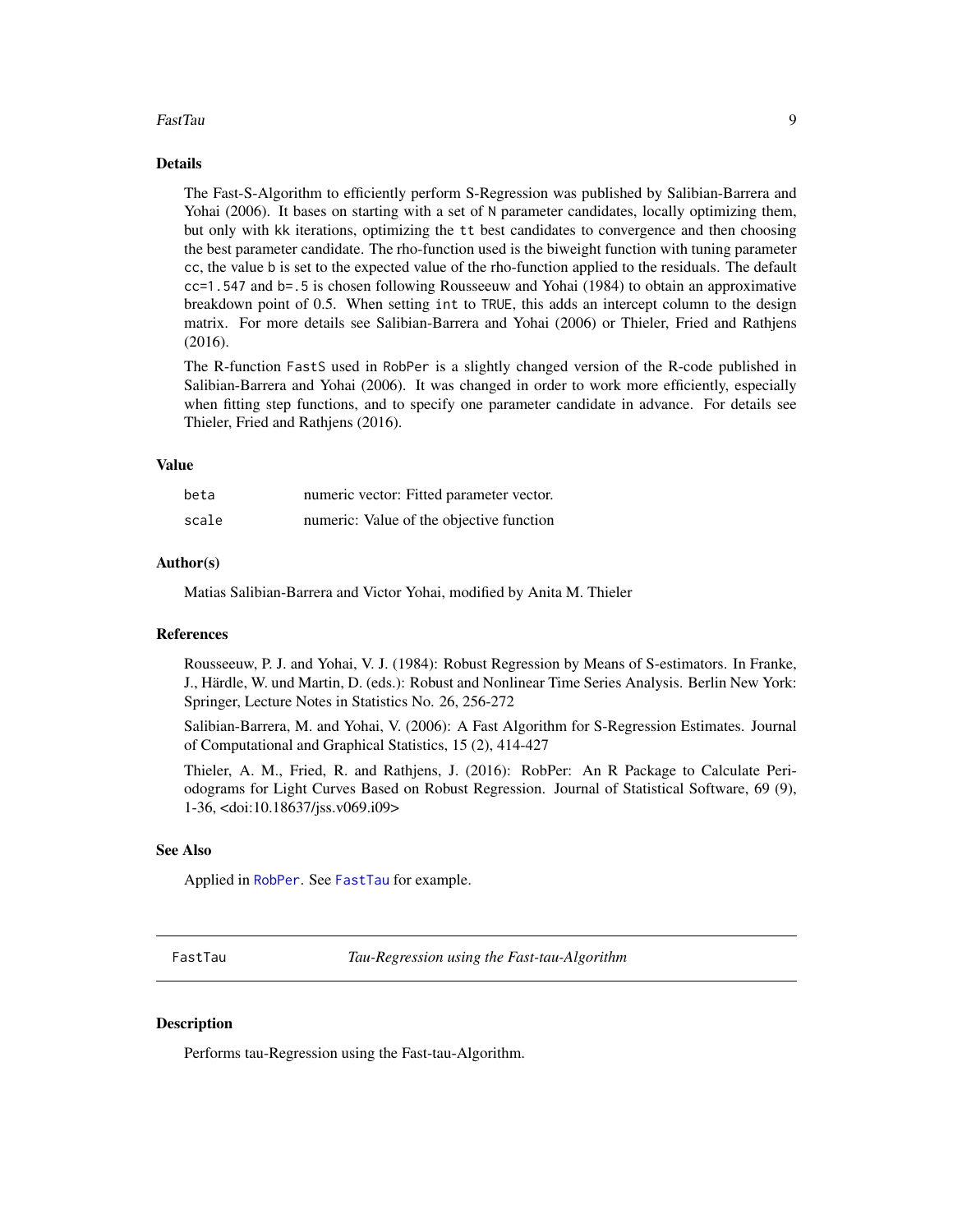## Details

The Fast-S-Algorithm to efficiently perform S-Regression was published by Salibian-Barrera and Yohai (2006). It bases on starting with a set of `N` parameter candidates, locally optimizing them, but only with `kk` iterations, optimizing the `tt` best candidates to convergence and then choosing the best parameter candidate. The rho-function used is the biweight function with tuning parameter `cc`, the value `b` is set to the expected value of the rho-function applied to the residuals. The default `cc=1.547` and `b=.5` is chosen following Rousseeuw and Yohai (1984) to obtain an approximative breakdown point of 0.5. When setting `int` to `TRUE`, this adds an intercept column to the design matrix. For more details see Salibian-Barrera and Yohai (2006) or Thieler, Fried and Rathjens (2016).

The R-function `FastS` used in `RobPer` is a slightly changed version of the R-code published in Salibian-Barrera and Yohai (2006). It was changed in order to work more efficiently, especially when fitting step functions, and to specify one parameter candidate in advance. For details see Thieler, Fried and Rathjens (2016).

## Value

| | |
|---|---|
| `beta` | numeric vector: Fitted parameter vector. |
| `scale` | numeric: Value of the objective function |

## Author(s)

Matias Salibian-Barrera and Victor Yohai, modified by Anita M. Thieler

## References

Rousseeuw, P. J. and Yohai, V. J. (1984): Robust Regression by Means of S-estimators. In Franke, J., Härdle, W. und Martin, D. (eds.): Robust and Nonlinear Time Series Analysis. Berlin New York: Springer, Lecture Notes in Statistics No. 26, 256-272

Salibian-Barrera, M. and Yohai, V. (2006): A Fast Algorithm for S-Regression Estimates. Journal of Computational and Graphical Statistics, 15 (2), 414-427

Thieler, A. M., Fried, R. and Rathjens, J. (2016): RobPer: An R Package to Calculate Periodograms for Light Curves Based on Robust Regression. Journal of Statistical Software, 69 (9), 1-36, <doi:10.18637/jss.v069.i09>

## See Also

Applied in `RobPer`. See `FastTau` for example.

---

# FastTau — *Tau-Regression using the Fast-tau-Algorithm*

## Description

Performs tau-Regression using the Fast-tau-Algorithm.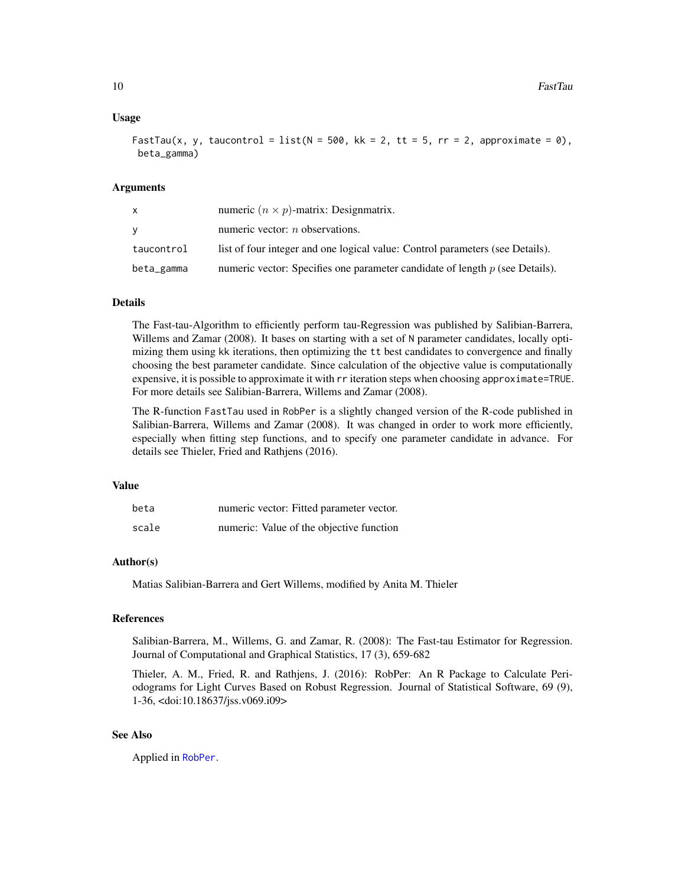### Usage

```
FastTau(x, y, taucontrol = list(N = 500, kk = 2, tt = 5, rr = 2, approximate = 0),
 beta_gamma)
```

### Arguments

| | |
|---|---|
| x | numeric $(n \times p)$-matrix: Designmatrix. |
| y | numeric vector: $n$ observations. |
| taucontrol | list of four integer and one logical value: Control parameters (see Details). |
| beta_gamma | numeric vector: Specifies one parameter candidate of length $p$ (see Details). |

### Details

The Fast-tau-Algorithm to efficiently perform tau-Regression was published by Salibian-Barrera, Willems and Zamar (2008). It bases on starting with a set of N parameter candidates, locally optimizing them using kk iterations, then optimizing the tt best candidates to convergence and finally choosing the best parameter candidate. Since calculation of the objective value is computationally expensive, it is possible to approximate it with rr iteration steps when choosing approximate=TRUE. For more details see Salibian-Barrera, Willems and Zamar (2008).

The R-function FastTau used in RobPer is a slightly changed version of the R-code published in Salibian-Barrera, Willems and Zamar (2008). It was changed in order to work more efficiently, especially when fitting step functions, and to specify one parameter candidate in advance. For details see Thieler, Fried and Rathjens (2016).

### Value

| | |
|---|---|
| beta | numeric vector: Fitted parameter vector. |
| scale | numeric: Value of the objective function |

### Author(s)

Matias Salibian-Barrera and Gert Willems, modified by Anita M. Thieler

### References

Salibian-Barrera, M., Willems, G. and Zamar, R. (2008): The Fast-tau Estimator for Regression. Journal of Computational and Graphical Statistics, 17 (3), 659-682

Thieler, A. M., Fried, R. and Rathjens, J. (2016): RobPer: An R Package to Calculate Periodograms for Light Curves Based on Robust Regression. Journal of Statistical Software, 69 (9), 1-36, <doi:10.18637/jss.v069.i09>

### See Also

Applied in RobPer.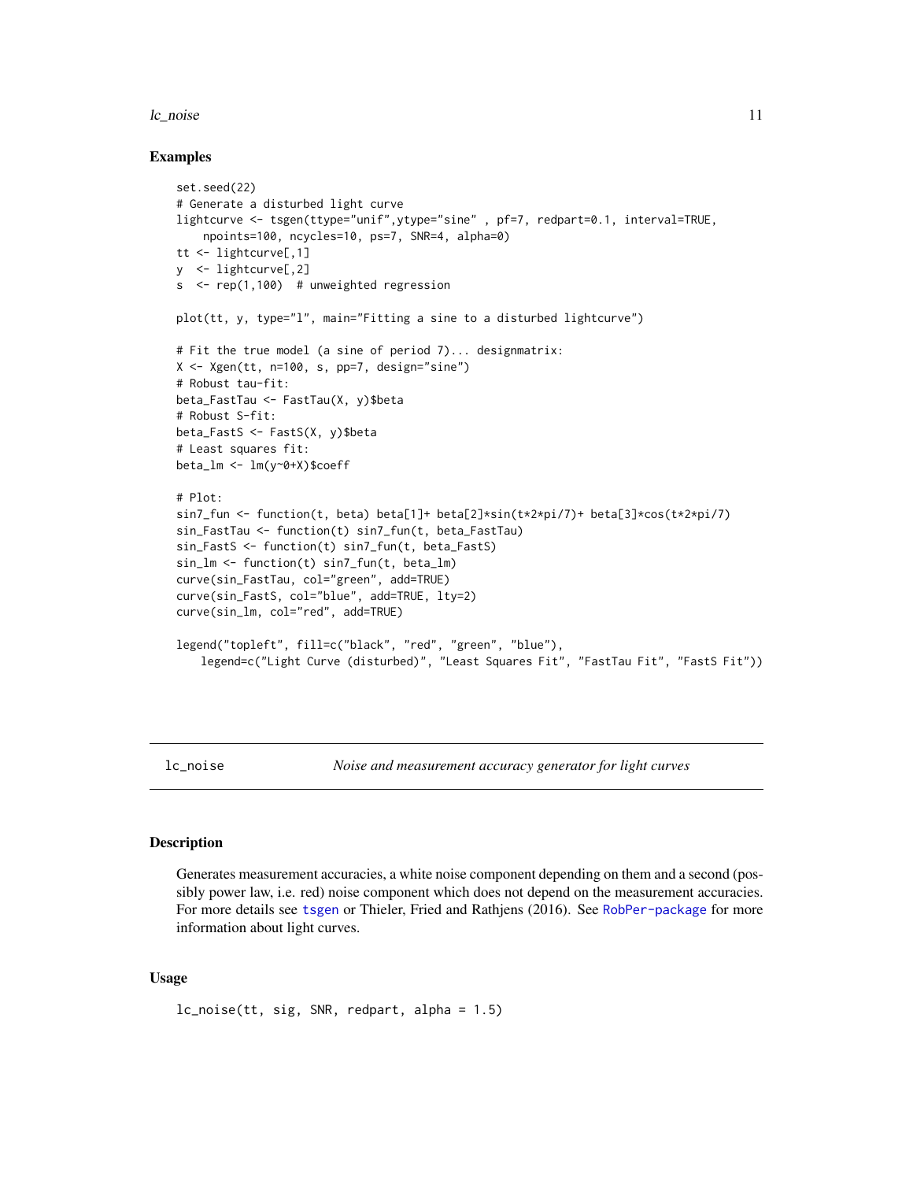## Examples

```
set.seed(22)
# Generate a disturbed light curve
lightcurve <- tsgen(ttype="unif",ytype="sine" , pf=7, redpart=0.1, interval=TRUE,
    npoints=100, ncycles=10, ps=7, SNR=4, alpha=0)
tt <- lightcurve[,1]
y  <- lightcurve[,2]
s  <- rep(1,100)  # unweighted regression

plot(tt, y, type="l", main="Fitting a sine to a disturbed lightcurve")

# Fit the true model (a sine of period 7)... designmatrix:
X <- Xgen(tt, n=100, s, pp=7, design="sine")
# Robust tau-fit:
beta_FastTau <- FastTau(X, y)$beta
# Robust S-fit:
beta_FastS <- FastS(X, y)$beta
# Least squares fit:
beta_lm <- lm(y~0+X)$coeff

# Plot:
sin7_fun <- function(t, beta) beta[1]+ beta[2]*sin(t*2*pi/7)+ beta[3]*cos(t*2*pi/7)
sin_FastTau <- function(t) sin7_fun(t, beta_FastTau)
sin_FastS <- function(t) sin7_fun(t, beta_FastS)
sin_lm <- function(t) sin7_fun(t, beta_lm)
curve(sin_FastTau, col="green", add=TRUE)
curve(sin_FastS, col="blue", add=TRUE, lty=2)
curve(sin_lm, col="red", add=TRUE)

legend("topleft", fill=c("black", "red", "green", "blue"),
   legend=c("Light Curve (disturbed)", "Least Squares Fit", "FastTau Fit", "FastS Fit"))
```

---

# lc_noise — *Noise and measurement accuracy generator for light curves*

## Description

Generates measurement accuracies, a white noise component depending on them and a second (possibly power law, i.e. red) noise component which does not depend on the measurement accuracies. For more details see tsgen or Thieler, Fried and Rathjens (2016). See RobPer-package for more information about light curves.

## Usage

```
lc_noise(tt, sig, SNR, redpart, alpha = 1.5)
```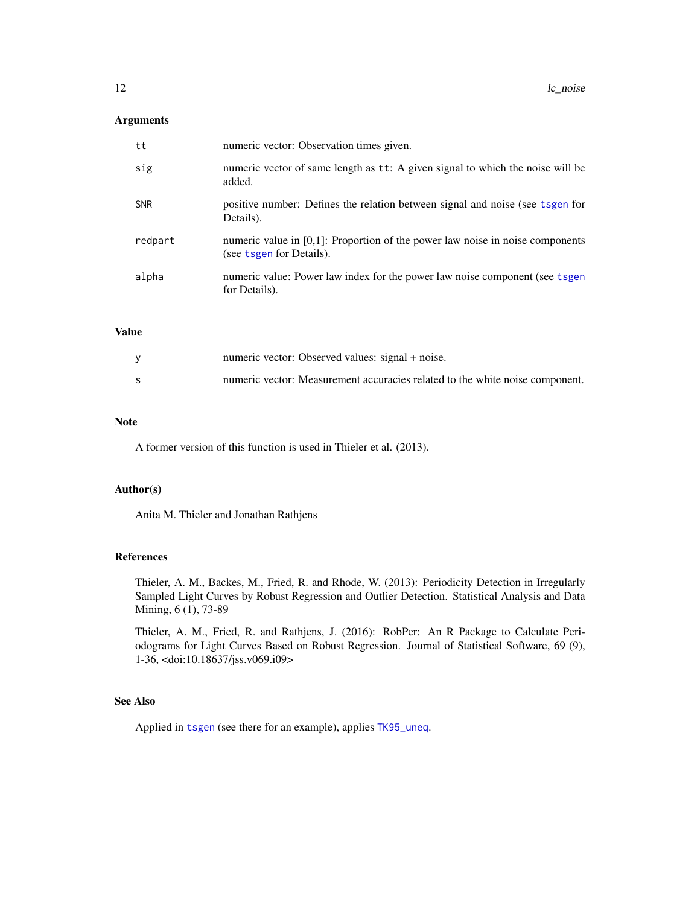## Arguments

| | |
|---|---|
| `tt` | numeric vector: Observation times given. |
| `sig` | numeric vector of same length as `tt`: A given signal to which the noise will be added. |
| `SNR` | positive number: Defines the relation between signal and noise (see `tsgen` for Details). |
| `redpart` | numeric value in [0,1]: Proportion of the power law noise in noise components (see `tsgen` for Details). |
| `alpha` | numeric value: Power law index for the power law noise component (see `tsgen` for Details). |

## Value

| | |
|---|---|
| `y` | numeric vector: Observed values: signal + noise. |
| `s` | numeric vector: Measurement accuracies related to the white noise component. |

## Note

A former version of this function is used in Thieler et al. (2013).

## Author(s)

Anita M. Thieler and Jonathan Rathjens

## References

Thieler, A. M., Backes, M., Fried, R. and Rhode, W. (2013): Periodicity Detection in Irregularly Sampled Light Curves by Robust Regression and Outlier Detection. Statistical Analysis and Data Mining, 6 (1), 73-89

Thieler, A. M., Fried, R. and Rathjens, J. (2016): RobPer: An R Package to Calculate Periodograms for Light Curves Based on Robust Regression. Journal of Statistical Software, 69 (9), 1-36, <doi:10.18637/jss.v069.i09>

## See Also

Applied in `tsgen` (see there for an example), applies `TK95_uneq`.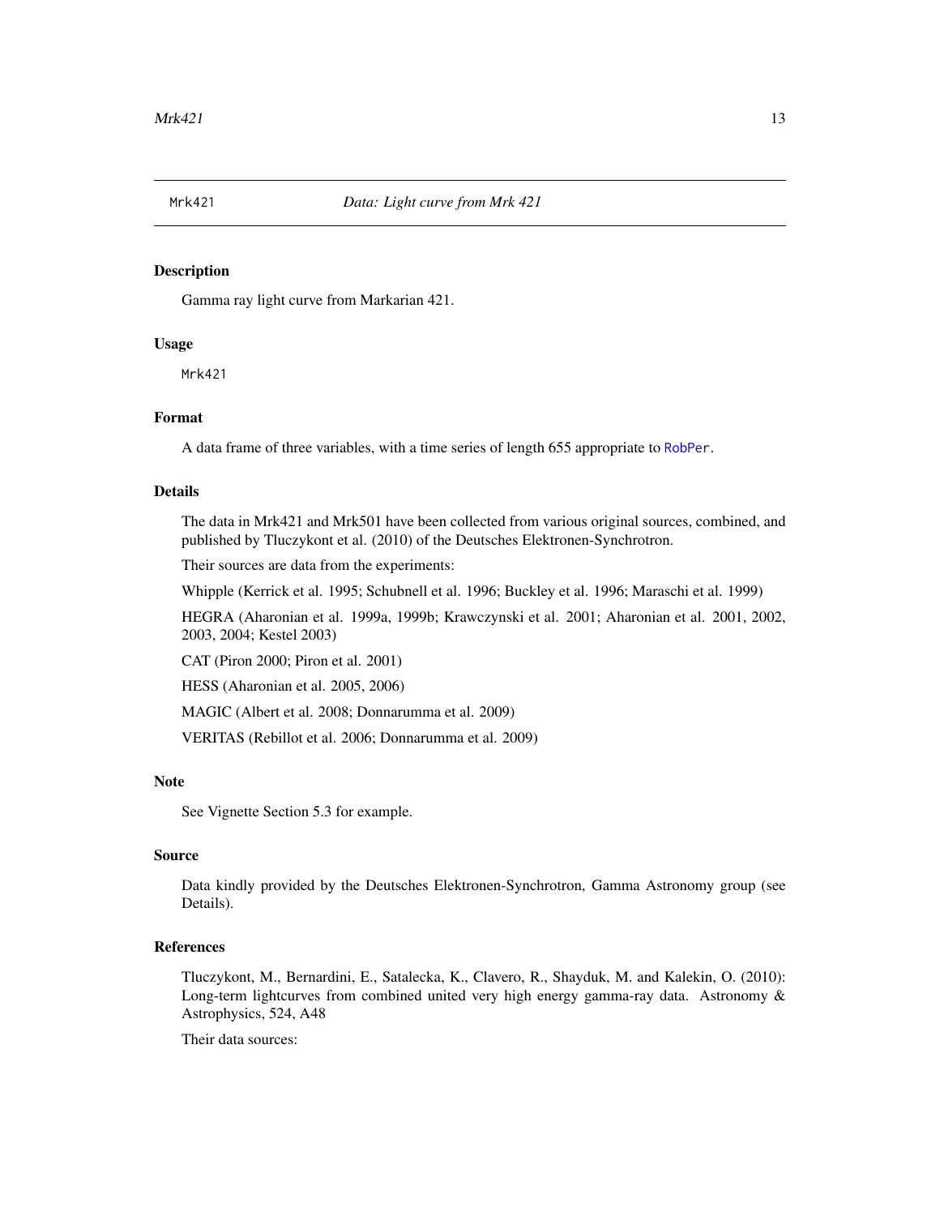Mrk421 *Data: Light curve from Mrk 421*

## Description

Gamma ray light curve from Markarian 421.

## Usage

```
Mrk421
```

## Format

A data frame of three variables, with a time series of length 655 appropriate to RobPer.

## Details

The data in Mrk421 and Mrk501 have been collected from various original sources, combined, and published by Tluczykont et al. (2010) of the Deutsches Elektronen-Synchrotron.

Their sources are data from the experiments:

Whipple (Kerrick et al. 1995; Schubnell et al. 1996; Buckley et al. 1996; Maraschi et al. 1999)

HEGRA (Aharonian et al. 1999a, 1999b; Krawczynski et al. 2001; Aharonian et al. 2001, 2002, 2003, 2004; Kestel 2003)

CAT (Piron 2000; Piron et al. 2001)

HESS (Aharonian et al. 2005, 2006)

MAGIC (Albert et al. 2008; Donnarumma et al. 2009)

VERITAS (Rebillot et al. 2006; Donnarumma et al. 2009)

## Note

See Vignette Section 5.3 for example.

## Source

Data kindly provided by the Deutsches Elektronen-Synchrotron, Gamma Astronomy group (see Details).

## References

Tluczykont, M., Bernardini, E., Satalecka, K., Clavero, R., Shayduk, M. and Kalekin, O. (2010): Long-term lightcurves from combined united very high energy gamma-ray data. Astronomy & Astrophysics, 524, A48

Their data sources: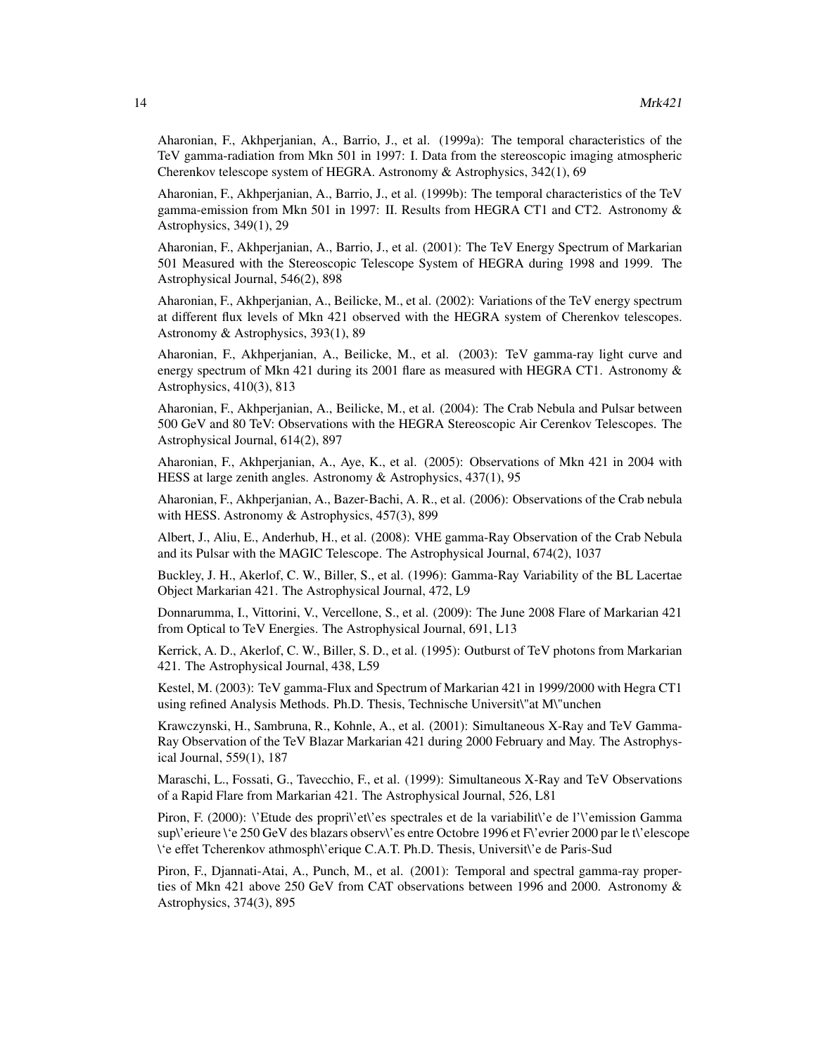Aharonian, F., Akhperjanian, A., Barrio, J., et al. (1999a): The temporal characteristics of the TeV gamma-radiation from Mkn 501 in 1997: I. Data from the stereoscopic imaging atmospheric Cherenkov telescope system of HEGRA. Astronomy & Astrophysics, 342(1), 69

Aharonian, F., Akhperjanian, A., Barrio, J., et al. (1999b): The temporal characteristics of the TeV gamma-emission from Mkn 501 in 1997: II. Results from HEGRA CT1 and CT2. Astronomy & Astrophysics, 349(1), 29

Aharonian, F., Akhperjanian, A., Barrio, J., et al. (2001): The TeV Energy Spectrum of Markarian 501 Measured with the Stereoscopic Telescope System of HEGRA during 1998 and 1999. The Astrophysical Journal, 546(2), 898

Aharonian, F., Akhperjanian, A., Beilicke, M., et al. (2002): Variations of the TeV energy spectrum at different flux levels of Mkn 421 observed with the HEGRA system of Cherenkov telescopes. Astronomy & Astrophysics, 393(1), 89

Aharonian, F., Akhperjanian, A., Beilicke, M., et al. (2003): TeV gamma-ray light curve and energy spectrum of Mkn 421 during its 2001 flare as measured with HEGRA CT1. Astronomy & Astrophysics, 410(3), 813

Aharonian, F., Akhperjanian, A., Beilicke, M., et al. (2004): The Crab Nebula and Pulsar between 500 GeV and 80 TeV: Observations with the HEGRA Stereoscopic Air Cerenkov Telescopes. The Astrophysical Journal, 614(2), 897

Aharonian, F., Akhperjanian, A., Aye, K., et al. (2005): Observations of Mkn 421 in 2004 with HESS at large zenith angles. Astronomy & Astrophysics, 437(1), 95

Aharonian, F., Akhperjanian, A., Bazer-Bachi, A. R., et al. (2006): Observations of the Crab nebula with HESS. Astronomy & Astrophysics, 457(3), 899

Albert, J., Aliu, E., Anderhub, H., et al. (2008): VHE gamma-Ray Observation of the Crab Nebula and its Pulsar with the MAGIC Telescope. The Astrophysical Journal, 674(2), 1037

Buckley, J. H., Akerlof, C. W., Biller, S., et al. (1996): Gamma-Ray Variability of the BL Lacertae Object Markarian 421. The Astrophysical Journal, 472, L9

Donnarumma, I., Vittorini, V., Vercellone, S., et al. (2009): The June 2008 Flare of Markarian 421 from Optical to TeV Energies. The Astrophysical Journal, 691, L13

Kerrick, A. D., Akerlof, C. W., Biller, S. D., et al. (1995): Outburst of TeV photons from Markarian 421. The Astrophysical Journal, 438, L59

Kestel, M. (2003): TeV gamma-Flux and Spectrum of Markarian 421 in 1999/2000 with Hegra CT1 using refined Analysis Methods. Ph.D. Thesis, Technische Universit\"at M\"unchen

Krawczynski, H., Sambruna, R., Kohnle, A., et al. (2001): Simultaneous X-Ray and TeV Gamma-Ray Observation of the TeV Blazar Markarian 421 during 2000 February and May. The Astrophysical Journal, 559(1), 187

Maraschi, L., Fossati, G., Tavecchio, F., et al. (1999): Simultaneous X-Ray and TeV Observations of a Rapid Flare from Markarian 421. The Astrophysical Journal, 526, L81

Piron, F. (2000): \'Etude des propri\'et\'es spectrales et de la variabilit\'e de l'\'emission Gamma sup\'erieure \'e 250 GeV des blazars observ\'es entre Octobre 1996 et F\'evrier 2000 par le t\'elescope \'e effet Tcherenkov athmosph\'erique C.A.T. Ph.D. Thesis, Universit\'e de Paris-Sud

Piron, F., Djannati-Atai, A., Punch, M., et al. (2001): Temporal and spectral gamma-ray properties of Mkn 421 above 250 GeV from CAT observations between 1996 and 2000. Astronomy & Astrophysics, 374(3), 895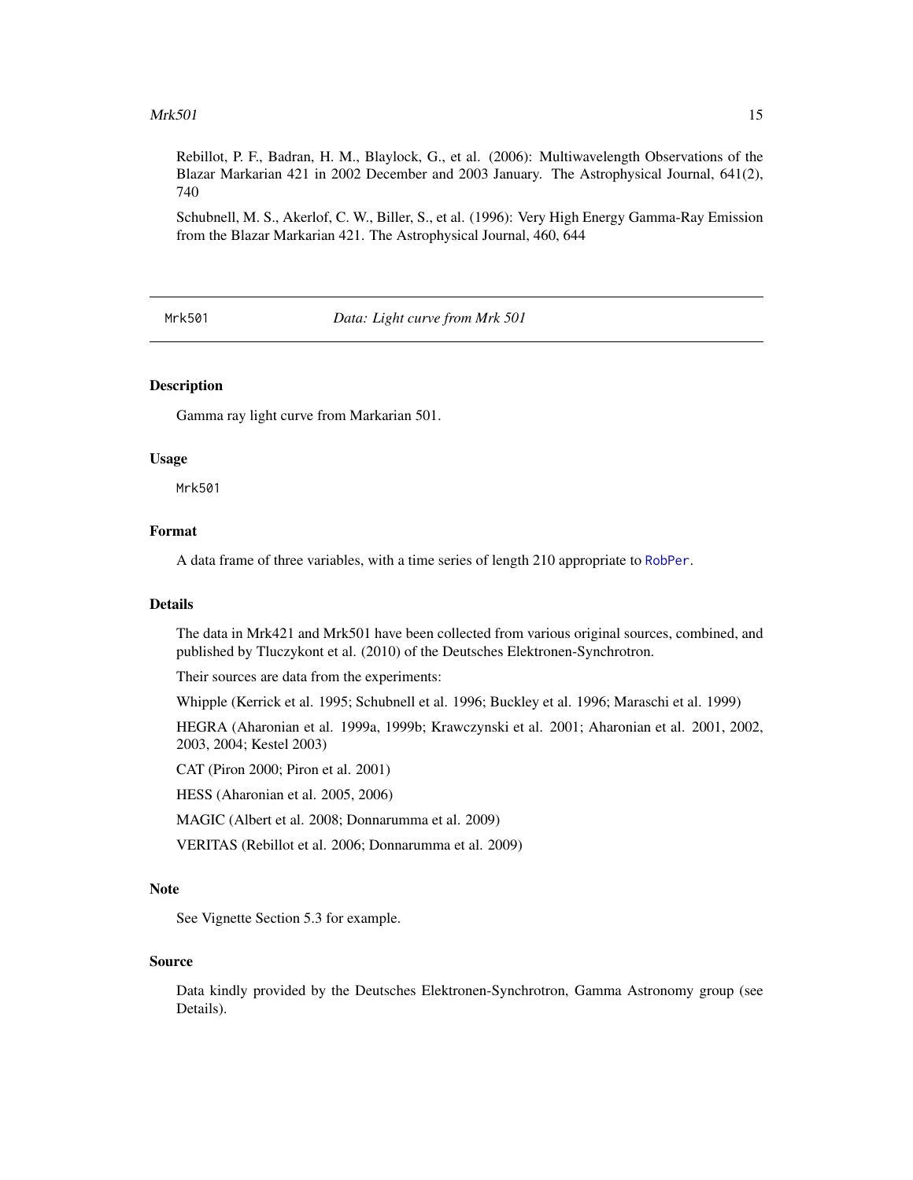Rebillot, P. F., Badran, H. M., Blaylock, G., et al. (2006): Multiwavelength Observations of the Blazar Markarian 421 in 2002 December and 2003 January. The Astrophysical Journal, 641(2), 740

Schubnell, M. S., Akerlof, C. W., Biller, S., et al. (1996): Very High Energy Gamma-Ray Emission from the Blazar Markarian 421. The Astrophysical Journal, 460, 644

---

## Mrk501 — *Data: Light curve from Mrk 501*

---

### Description

Gamma ray light curve from Markarian 501.

### Usage

```
Mrk501
```

### Format

A data frame of three variables, with a time series of length 210 appropriate to RobPer.

### Details

The data in Mrk421 and Mrk501 have been collected from various original sources, combined, and published by Tluczykont et al. (2010) of the Deutsches Elektronen-Synchrotron.

Their sources are data from the experiments:

Whipple (Kerrick et al. 1995; Schubnell et al. 1996; Buckley et al. 1996; Maraschi et al. 1999)

HEGRA (Aharonian et al. 1999a, 1999b; Krawczynski et al. 2001; Aharonian et al. 2001, 2002, 2003, 2004; Kestel 2003)

CAT (Piron 2000; Piron et al. 2001)

HESS (Aharonian et al. 2005, 2006)

MAGIC (Albert et al. 2008; Donnarumma et al. 2009)

VERITAS (Rebillot et al. 2006; Donnarumma et al. 2009)

### Note

See Vignette Section 5.3 for example.

### Source

Data kindly provided by the Deutsches Elektronen-Synchrotron, Gamma Astronomy group (see Details).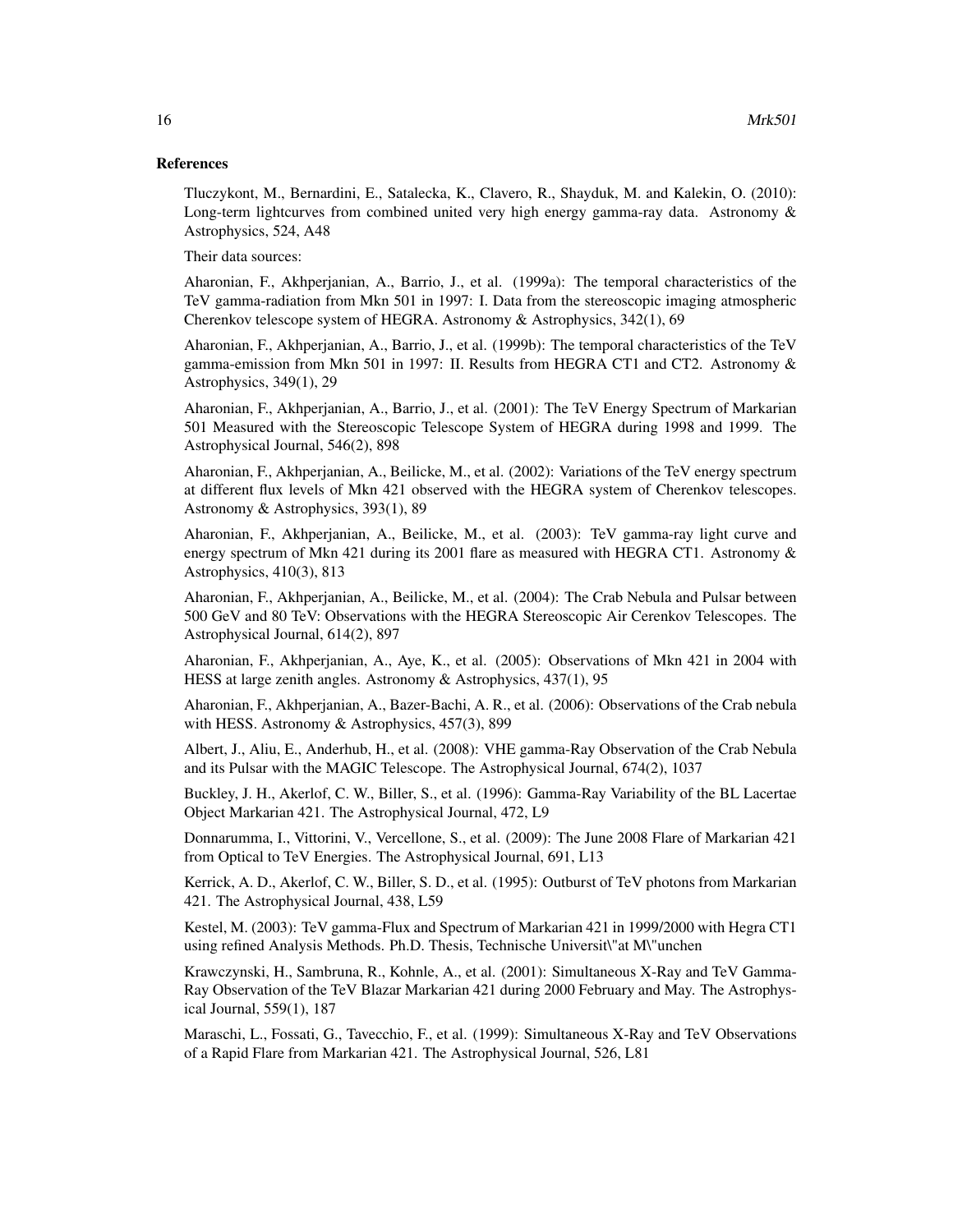## References

Tluczykont, M., Bernardini, E., Satalecka, K., Clavero, R., Shayduk, M. and Kalekin, O. (2010): Long-term lightcurves from combined united very high energy gamma-ray data. Astronomy & Astrophysics, 524, A48

Their data sources:

Aharonian, F., Akhperjanian, A., Barrio, J., et al. (1999a): The temporal characteristics of the TeV gamma-radiation from Mkn 501 in 1997: I. Data from the stereoscopic imaging atmospheric Cherenkov telescope system of HEGRA. Astronomy & Astrophysics, 342(1), 69

Aharonian, F., Akhperjanian, A., Barrio, J., et al. (1999b): The temporal characteristics of the TeV gamma-emission from Mkn 501 in 1997: II. Results from HEGRA CT1 and CT2. Astronomy & Astrophysics, 349(1), 29

Aharonian, F., Akhperjanian, A., Barrio, J., et al. (2001): The TeV Energy Spectrum of Markarian 501 Measured with the Stereoscopic Telescope System of HEGRA during 1998 and 1999. The Astrophysical Journal, 546(2), 898

Aharonian, F., Akhperjanian, A., Beilicke, M., et al. (2002): Variations of the TeV energy spectrum at different flux levels of Mkn 421 observed with the HEGRA system of Cherenkov telescopes. Astronomy & Astrophysics, 393(1), 89

Aharonian, F., Akhperjanian, A., Beilicke, M., et al. (2003): TeV gamma-ray light curve and energy spectrum of Mkn 421 during its 2001 flare as measured with HEGRA CT1. Astronomy & Astrophysics, 410(3), 813

Aharonian, F., Akhperjanian, A., Beilicke, M., et al. (2004): The Crab Nebula and Pulsar between 500 GeV and 80 TeV: Observations with the HEGRA Stereoscopic Air Cerenkov Telescopes. The Astrophysical Journal, 614(2), 897

Aharonian, F., Akhperjanian, A., Aye, K., et al. (2005): Observations of Mkn 421 in 2004 with HESS at large zenith angles. Astronomy & Astrophysics, 437(1), 95

Aharonian, F., Akhperjanian, A., Bazer-Bachi, A. R., et al. (2006): Observations of the Crab nebula with HESS. Astronomy & Astrophysics, 457(3), 899

Albert, J., Aliu, E., Anderhub, H., et al. (2008): VHE gamma-Ray Observation of the Crab Nebula and its Pulsar with the MAGIC Telescope. The Astrophysical Journal, 674(2), 1037

Buckley, J. H., Akerlof, C. W., Biller, S., et al. (1996): Gamma-Ray Variability of the BL Lacertae Object Markarian 421. The Astrophysical Journal, 472, L9

Donnarumma, I., Vittorini, V., Vercellone, S., et al. (2009): The June 2008 Flare of Markarian 421 from Optical to TeV Energies. The Astrophysical Journal, 691, L13

Kerrick, A. D., Akerlof, C. W., Biller, S. D., et al. (1995): Outburst of TeV photons from Markarian 421. The Astrophysical Journal, 438, L59

Kestel, M. (2003): TeV gamma-Flux and Spectrum of Markarian 421 in 1999/2000 with Hegra CT1 using refined Analysis Methods. Ph.D. Thesis, Technische Universit\"at M\"unchen

Krawczynski, H., Sambruna, R., Kohnle, A., et al. (2001): Simultaneous X-Ray and TeV Gamma-Ray Observation of the TeV Blazar Markarian 421 during 2000 February and May. The Astrophysical Journal, 559(1), 187

Maraschi, L., Fossati, G., Tavecchio, F., et al. (1999): Simultaneous X-Ray and TeV Observations of a Rapid Flare from Markarian 421. The Astrophysical Journal, 526, L81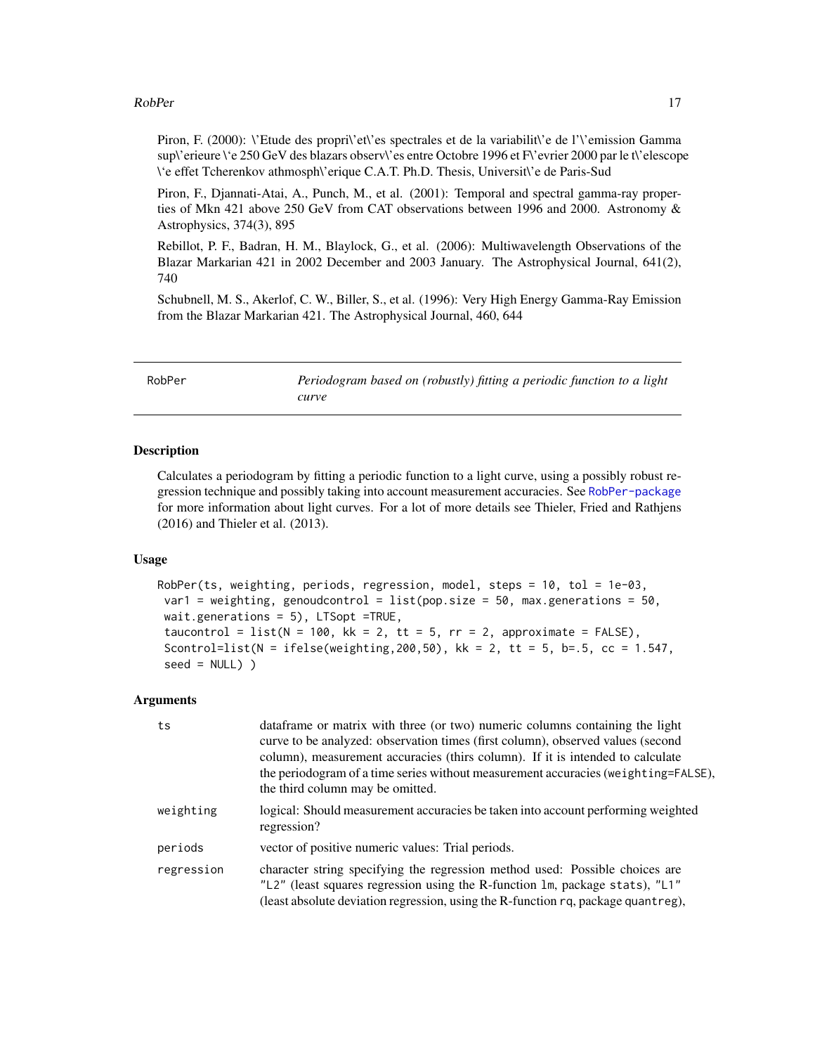Piron, F. (2000): \'Etude des propri\'et\'es spectrales et de la variabilit\'e de l'\'emission Gamma sup\'erieure \`e 250 GeV des blazars observ\'es entre Octobre 1996 et F\'evrier 2000 par le t\'elescope \`e effet Tcherenkov athmosph\'erique C.A.T. Ph.D. Thesis, Universit\'e de Paris-Sud

Piron, F., Djannati-Atai, A., Punch, M., et al. (2001): Temporal and spectral gamma-ray properties of Mkn 421 above 250 GeV from CAT observations between 1996 and 2000. Astronomy & Astrophysics, 374(3), 895

Rebillot, P. F., Badran, H. M., Blaylock, G., et al. (2006): Multiwavelength Observations of the Blazar Markarian 421 in 2002 December and 2003 January. The Astrophysical Journal, 641(2), 740

Schubnell, M. S., Akerlof, C. W., Biller, S., et al. (1996): Very High Energy Gamma-Ray Emission from the Blazar Markarian 421. The Astrophysical Journal, 460, 644

---

## RobPer — *Periodogram based on (robustly) fitting a periodic function to a light curve*

### Description

Calculates a periodogram by fitting a periodic function to a light curve, using a possibly robust regression technique and possibly taking into account measurement accuracies. See RobPer-package for more information about light curves. For a lot of more details see Thieler, Fried and Rathjens (2016) and Thieler et al. (2013).

### Usage

```
RobPer(ts, weighting, periods, regression, model, steps = 10, tol = 1e-03,
 var1 = weighting, genoudcontrol = list(pop.size = 50, max.generations = 50,
 wait.generations = 5), LTSopt =TRUE,
 taucontrol = list(N = 100, kk = 2, tt = 5, rr = 2, approximate = FALSE),
 Scontrol=list(N = ifelse(weighting,200,50), kk = 2, tt = 5, b=.5, cc = 1.547,
 seed = NULL) )
```

### Arguments

| | |
|---|---|
| `ts` | dataframe or matrix with three (or two) numeric columns containing the light curve to be analyzed: observation times (first column), observed values (second column), measurement accuracies (thirs column). If it is intended to calculate the periodogram of a time series without measurement accuracies (`weighting=FALSE`), the third column may be omitted. |
| `weighting` | logical: Should measurement accuracies be taken into account performing weighted regression? |
| `periods` | vector of positive numeric values: Trial periods. |
| `regression` | character string specifying the regression method used: Possible choices are `"L2"` (least squares regression using the R-function `lm`, package `stats`), `"L1"` (least absolute deviation regression, using the R-function `rq`, package `quantreg`), |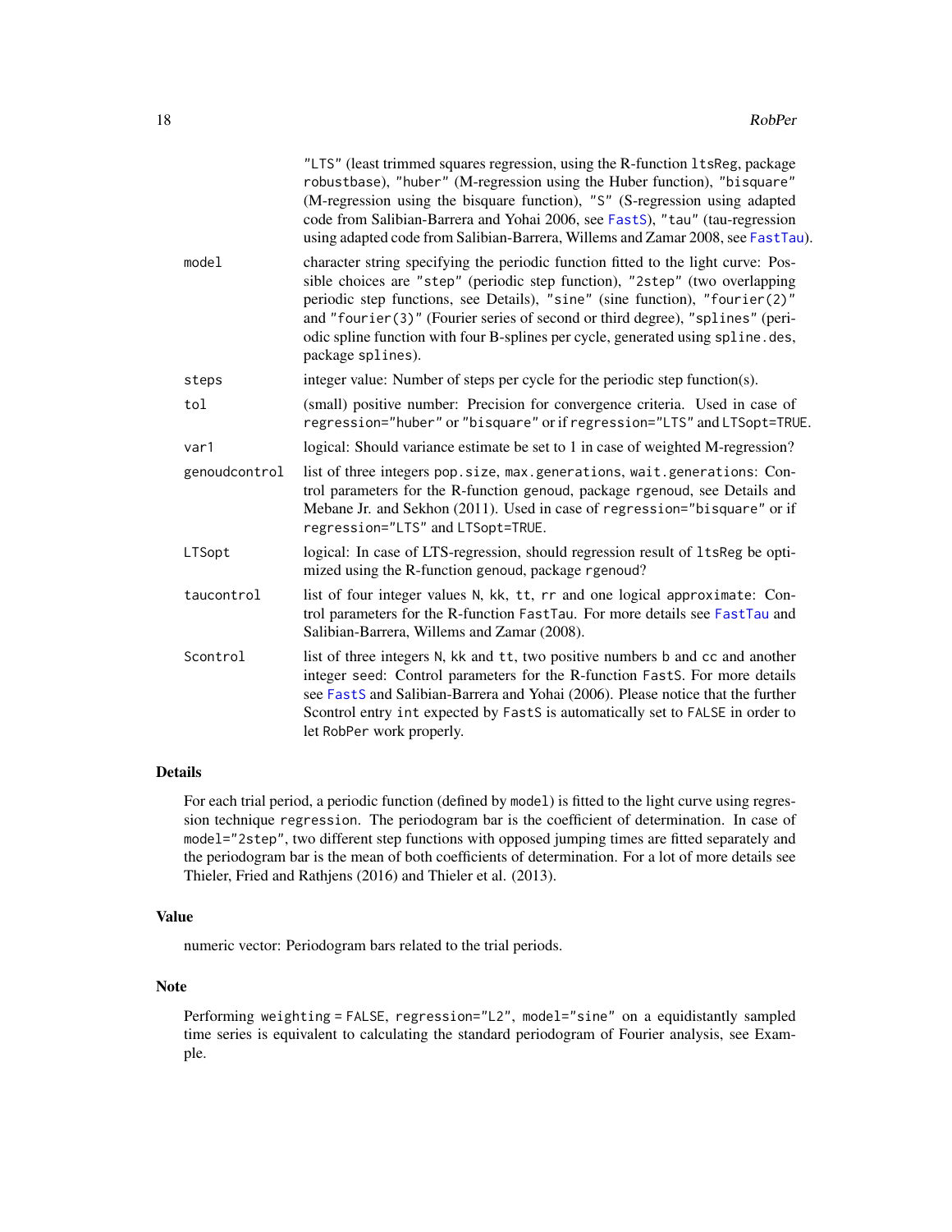"LTS" (least trimmed squares regression, using the R-function ltsReg, package robustbase), "huber" (M-regression using the Huber function), "bisquare" (M-regression using the bisquare function), "S" (S-regression using adapted code from Salibian-Barrera and Yohai 2006, see FastS), "tau" (tau-regression using adapted code from Salibian-Barrera, Willems and Zamar 2008, see FastTau).

model
: character string specifying the periodic function fitted to the light curve: Possible choices are "step" (periodic step function), "2step" (two overlapping periodic step functions, see Details), "sine" (sine function), "fourier(2)" and "fourier(3)" (Fourier series of second or third degree), "splines" (periodic spline function with four B-splines per cycle, generated using spline.des, package splines).

steps
: integer value: Number of steps per cycle for the periodic step function(s).

tol
: (small) positive number: Precision for convergence criteria. Used in case of regression="huber" or "bisquare" or if regression="LTS" and LTSopt=TRUE.

var1
: logical: Should variance estimate be set to 1 in case of weighted M-regression?

genoudcontrol
: list of three integers pop.size, max.generations, wait.generations: Control parameters for the R-function genoud, package rgenoud, see Details and Mebane Jr. and Sekhon (2011). Used in case of regression="bisquare" or if regression="LTS" and LTSopt=TRUE.

LTSopt
: logical: In case of LTS-regression, should regression result of ltsReg be optimized using the R-function genoud, package rgenoud?

taucontrol
: list of four integer values N, kk, tt, rr and one logical approximate: Control parameters for the R-function FastTau. For more details see FastTau and Salibian-Barrera, Willems and Zamar (2008).

Scontrol
: list of three integers N, kk and tt, two positive numbers b and cc and another integer seed: Control parameters for the R-function FastS. For more details see FastS and Salibian-Barrera and Yohai (2006). Please notice that the further Scontrol entry int expected by FastS is automatically set to FALSE in order to let RobPer work properly.

## Details

For each trial period, a periodic function (defined by model) is fitted to the light curve using regression technique regression. The periodogram bar is the coefficient of determination. In case of model="2step", two different step functions with opposed jumping times are fitted separately and the periodogram bar is the mean of both coefficients of determination. For a lot of more details see Thieler, Fried and Rathjens (2016) and Thieler et al. (2013).

## Value

numeric vector: Periodogram bars related to the trial periods.

## Note

Performing weighting = FALSE, regression="L2", model="sine" on a equidistantly sampled time series is equivalent to calculating the standard periodogram of Fourier analysis, see Example.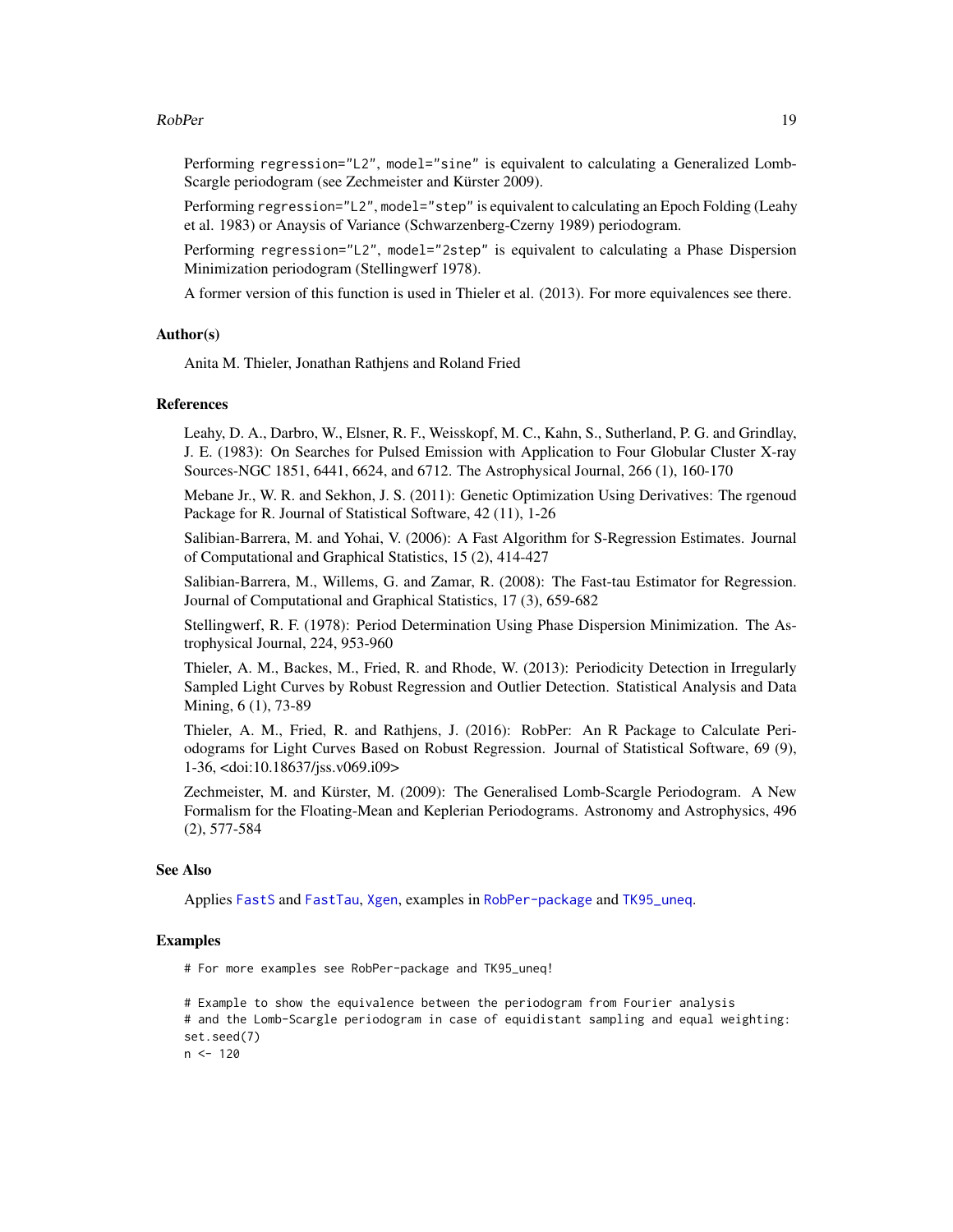Performing `regression="L2"`, `model="sine"` is equivalent to calculating a Generalized Lomb-Scargle periodogram (see Zechmeister and Kürster 2009).

Performing `regression="L2"`, `model="step"` is equivalent to calculating an Epoch Folding (Leahy et al. 1983) or Anaysis of Variance (Schwarzenberg-Czerny 1989) periodogram.

Performing `regression="L2"`, `model="2step"` is equivalent to calculating a Phase Dispersion Minimization periodogram (Stellingwerf 1978).

A former version of this function is used in Thieler et al. (2013). For more equivalences see there.

## Author(s)

Anita M. Thieler, Jonathan Rathjens and Roland Fried

## References

Leahy, D. A., Darbro, W., Elsner, R. F., Weisskopf, M. C., Kahn, S., Sutherland, P. G. and Grindlay, J. E. (1983): On Searches for Pulsed Emission with Application to Four Globular Cluster X-ray Sources-NGC 1851, 6441, 6624, and 6712. The Astrophysical Journal, 266 (1), 160-170

Mebane Jr., W. R. and Sekhon, J. S. (2011): Genetic Optimization Using Derivatives: The rgenoud Package for R. Journal of Statistical Software, 42 (11), 1-26

Salibian-Barrera, M. and Yohai, V. (2006): A Fast Algorithm for S-Regression Estimates. Journal of Computational and Graphical Statistics, 15 (2), 414-427

Salibian-Barrera, M., Willems, G. and Zamar, R. (2008): The Fast-tau Estimator for Regression. Journal of Computational and Graphical Statistics, 17 (3), 659-682

Stellingwerf, R. F. (1978): Period Determination Using Phase Dispersion Minimization. The Astrophysical Journal, 224, 953-960

Thieler, A. M., Backes, M., Fried, R. and Rhode, W. (2013): Periodicity Detection in Irregularly Sampled Light Curves by Robust Regression and Outlier Detection. Statistical Analysis and Data Mining, 6 (1), 73-89

Thieler, A. M., Fried, R. and Rathjens, J. (2016): RobPer: An R Package to Calculate Periodograms for Light Curves Based on Robust Regression. Journal of Statistical Software, 69 (9), 1-36, <doi:10.18637/jss.v069.i09>

Zechmeister, M. and Kürster, M. (2009): The Generalised Lomb-Scargle Periodogram. A New Formalism for the Floating-Mean and Keplerian Periodograms. Astronomy and Astrophysics, 496 (2), 577-584

## See Also

Applies `FastS` and `FastTau`, `Xgen`, examples in `RobPer-package` and `TK95_uneq`.

## Examples

```
# For more examples see RobPer-package and TK95_uneq!

# Example to show the equivalence between the periodogram from Fourier analysis
# and the Lomb-Scargle periodogram in case of equidistant sampling and equal weighting:
set.seed(7)
n <- 120
```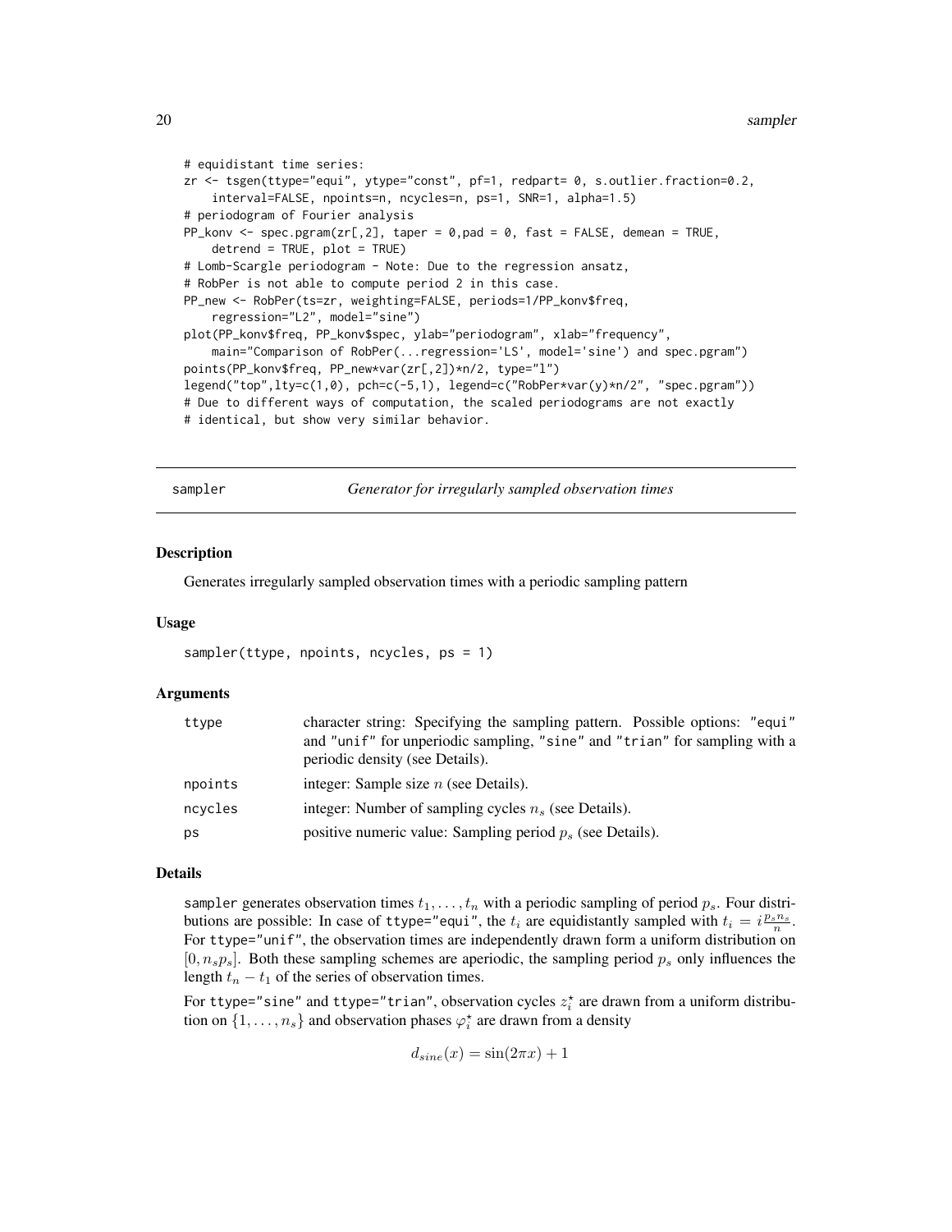```
# equidistant time series:
zr <- tsgen(ttype="equi", ytype="const", pf=1, redpart= 0, s.outlier.fraction=0.2,
    interval=FALSE, npoints=n, ncycles=n, ps=1, SNR=1, alpha=1.5)
# periodogram of Fourier analysis
PP_konv <- spec.pgram(zr[,2], taper = 0,pad = 0, fast = FALSE, demean = TRUE,
    detrend = TRUE, plot = TRUE)
# Lomb-Scargle periodogram - Note: Due to the regression ansatz,
# RobPer is not able to compute period 2 in this case.
PP_new <- RobPer(ts=zr, weighting=FALSE, periods=1/PP_konv$freq,
    regression="L2", model="sine")
plot(PP_konv$freq, PP_konv$spec, ylab="periodogram", xlab="frequency",
    main="Comparison of RobPer(...regression='LS', model='sine') and spec.pgram")
points(PP_konv$freq, PP_new*var(zr[,2])*n/2, type="l")
legend("top",lty=c(1,0), pch=c(-5,1), legend=c("RobPer*var(y)*n/2", "spec.pgram"))
# Due to different ways of computation, the scaled periodograms are not exactly
# identical, but show very similar behavior.
```

---

## sampler — *Generator for irregularly sampled observation times*

### Description

Generates irregularly sampled observation times with a periodic sampling pattern

### Usage

```
sampler(ttype, npoints, ncycles, ps = 1)
```

### Arguments

| | |
|---|---|
| ttype | character string: Specifying the sampling pattern. Possible options: "equi" and "unif" for unperiodic sampling, "sine" and "trian" for sampling with a periodic density (see Details). |
| npoints | integer: Sample size $n$ (see Details). |
| ncycles | integer: Number of sampling cycles $n_s$ (see Details). |
| ps | positive numeric value: Sampling period $p_s$ (see Details). |

### Details

`sampler` generates observation times $t_1, \ldots, t_n$ with a periodic sampling of period $p_s$. Four distributions are possible: In case of `ttype="equi"`, the $t_i$ are equidistantly sampled with $t_i = i\frac{p_s n_s}{n}$. For `ttype="unif"`, the observation times are independently drawn form a uniform distribution on $[0, n_s p_s]$. Both these sampling schemes are aperiodic, the sampling period $p_s$ only influences the length $t_n - t_1$ of the series of observation times.

For `ttype="sine"` and `ttype="trian"`, observation cycles $z_i^\star$ are drawn from a uniform distribution on $\{1, \ldots, n_s\}$ and observation phases $\varphi_i^\star$ are drawn from a density

$$d_{sine}(x) = \sin(2\pi x) + 1$$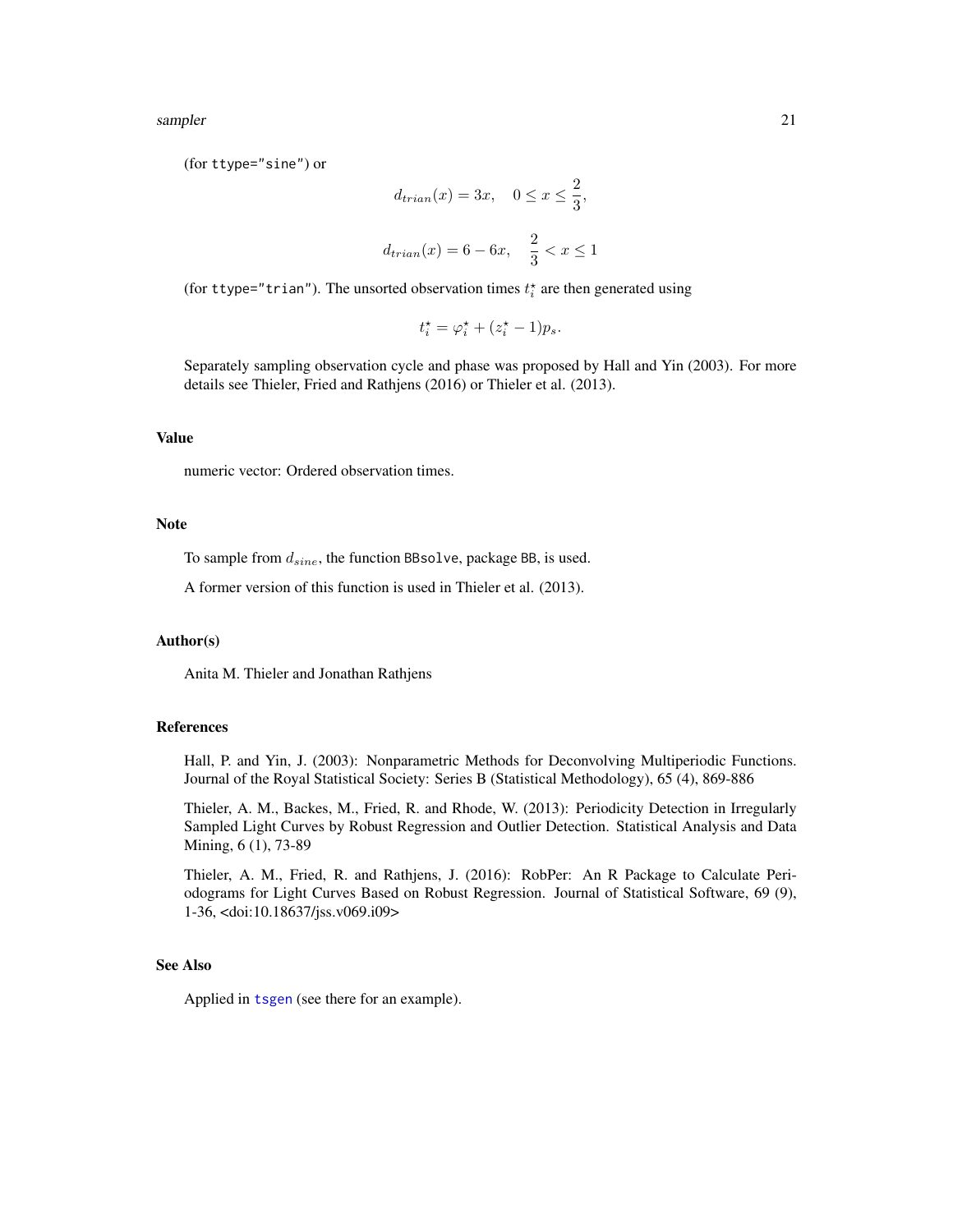(for ttype="sine") or

$$d_{trian}(x) = 3x, \quad 0 \leq x \leq \frac{2}{3},$$

$$d_{trian}(x) = 6 - 6x, \quad \frac{2}{3} < x \leq 1$$

(for ttype="trian"). The unsorted observation times $t_i^\star$ are then generated using

$$t_i^\star = \varphi_i^\star + (z_i^\star - 1)p_s.$$

Separately sampling observation cycle and phase was proposed by Hall and Yin (2003). For more details see Thieler, Fried and Rathjens (2016) or Thieler et al. (2013).

## Value

numeric vector: Ordered observation times.

## Note

To sample from $d_{sine}$, the function BBsolve, package BB, is used.

A former version of this function is used in Thieler et al. (2013).

## Author(s)

Anita M. Thieler and Jonathan Rathjens

## References

Hall, P. and Yin, J. (2003): Nonparametric Methods for Deconvolving Multiperiodic Functions. Journal of the Royal Statistical Society: Series B (Statistical Methodology), 65 (4), 869-886

Thieler, A. M., Backes, M., Fried, R. and Rhode, W. (2013): Periodicity Detection in Irregularly Sampled Light Curves by Robust Regression and Outlier Detection. Statistical Analysis and Data Mining, 6 (1), 73-89

Thieler, A. M., Fried, R. and Rathjens, J. (2016): RobPer: An R Package to Calculate Periodograms for Light Curves Based on Robust Regression. Journal of Statistical Software, 69 (9), 1-36, <doi:10.18637/jss.v069.i09>

## See Also

Applied in tsgen (see there for an example).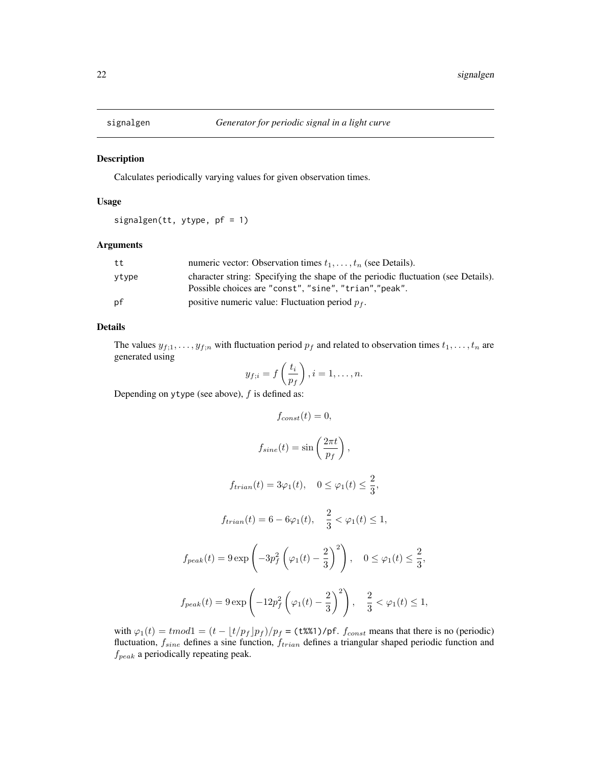signalgen *Generator for periodic signal in a light curve*

### Description

Calculates periodically varying values for given observation times.

### Usage

```
signalgen(tt, ytype, pf = 1)
```

### Arguments

| | |
|---|---|
| tt | numeric vector: Observation times $t_1, \ldots, t_n$ (see Details). |
| ytype | character string: Specifying the shape of the periodic fluctuation (see Details). Possible choices are "const", "sine", "trian","peak". |
| pf | positive numeric value: Fluctuation period $p_f$. |

### Details

The values $y_{f;1}, \ldots, y_{f;n}$ with fluctuation period $p_f$ and related to observation times $t_1, \ldots, t_n$ are generated using

$$y_{f;i} = f\left(\frac{t_i}{p_f}\right), i = 1, \ldots, n.$$

Depending on ytype (see above), $f$ is defined as:

$$f_{const}(t) = 0,$$

$$f_{sine}(t) = \sin\left(\frac{2\pi t}{p_f}\right),$$

$$f_{trian}(t) = 3\varphi_1(t), \quad 0 \leq \varphi_1(t) \leq \frac{2}{3},$$

$$f_{trian}(t) = 6 - 6\varphi_1(t), \quad \frac{2}{3} < \varphi_1(t) \leq 1,$$

$$f_{peak}(t) = 9\exp\left(-3p_f^2\left(\varphi_1(t) - \frac{2}{3}\right)^2\right), \quad 0 \leq \varphi_1(t) \leq \frac{2}{3},$$

$$f_{peak}(t) = 9\exp\left(-12p_f^2\left(\varphi_1(t) - \frac{2}{3}\right)^2\right), \quad \frac{2}{3} < \varphi_1(t) \leq 1,$$

with $\varphi_1(t) = t mod 1 = (t - \lfloor t/p_f \rfloor p_f)/p_f$ = (t%%1)/pf. $f_{const}$ means that there is no (periodic) fluctuation, $f_{sine}$ defines a sine function, $f_{trian}$ defines a triangular shaped periodic function and $f_{peak}$ a periodically repeating peak.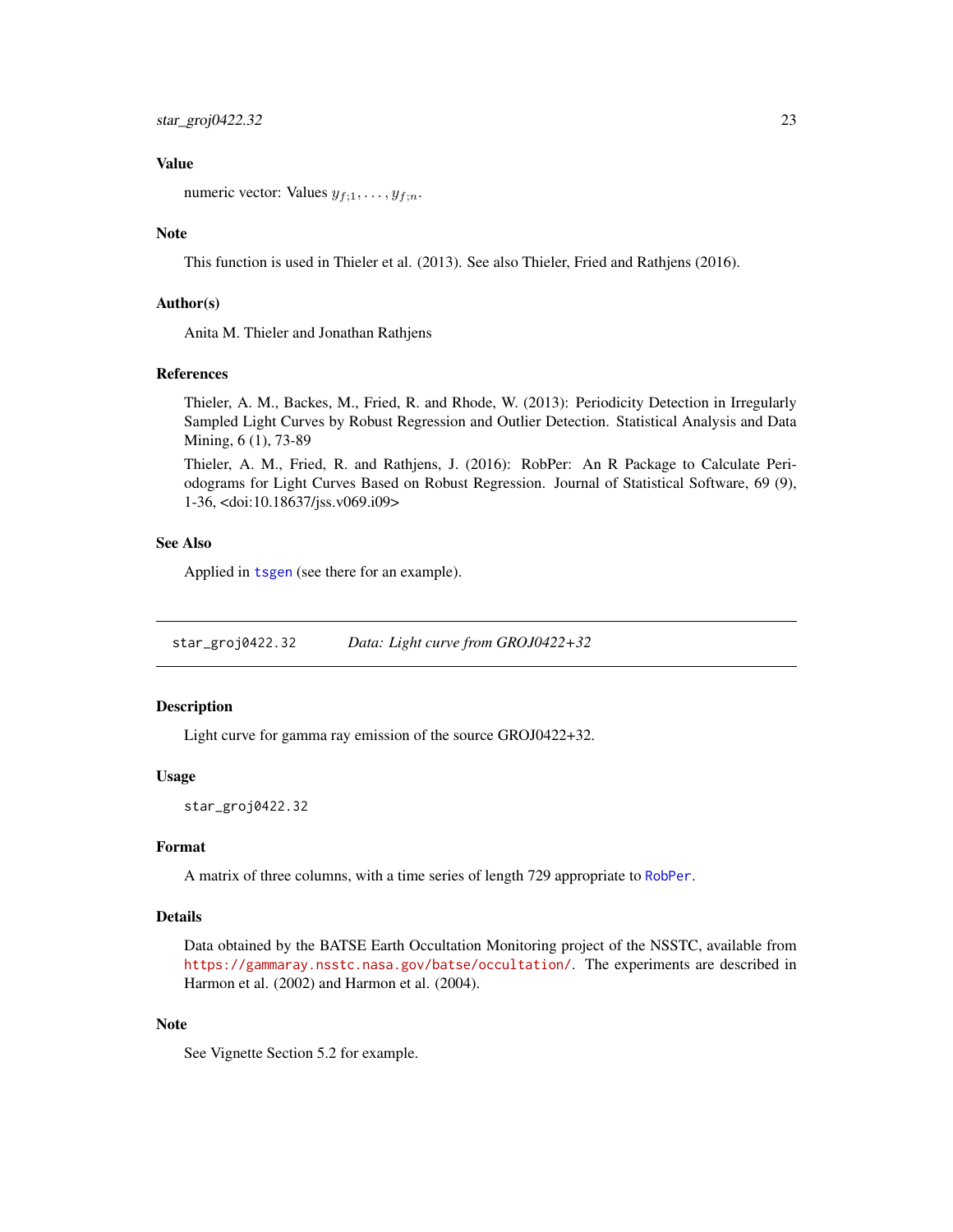### Value

numeric vector: Values $y_{f;1}, \ldots, y_{f;n}$.

### Note

This function is used in Thieler et al. (2013). See also Thieler, Fried and Rathjens (2016).

### Author(s)

Anita M. Thieler and Jonathan Rathjens

### References

Thieler, A. M., Backes, M., Fried, R. and Rhode, W. (2013): Periodicity Detection in Irregularly Sampled Light Curves by Robust Regression and Outlier Detection. Statistical Analysis and Data Mining, 6 (1), 73-89

Thieler, A. M., Fried, R. and Rathjens, J. (2016): RobPer: An R Package to Calculate Periodograms for Light Curves Based on Robust Regression. Journal of Statistical Software, 69 (9), 1-36, <doi:10.18637/jss.v069.i09>

### See Also

Applied in `tsgen` (see there for an example).

---

## `star_groj0422.32` *Data: Light curve from GROJ0422+32*

### Description

Light curve for gamma ray emission of the source GROJ0422+32.

### Usage

```
star_groj0422.32
```

### Format

A matrix of three columns, with a time series of length 729 appropriate to `RobPer`.

### Details

Data obtained by the BATSE Earth Occultation Monitoring project of the NSSTC, available from https://gammaray.nsstc.nasa.gov/batse/occultation/. The experiments are described in Harmon et al. (2002) and Harmon et al. (2004).

### Note

See Vignette Section 5.2 for example.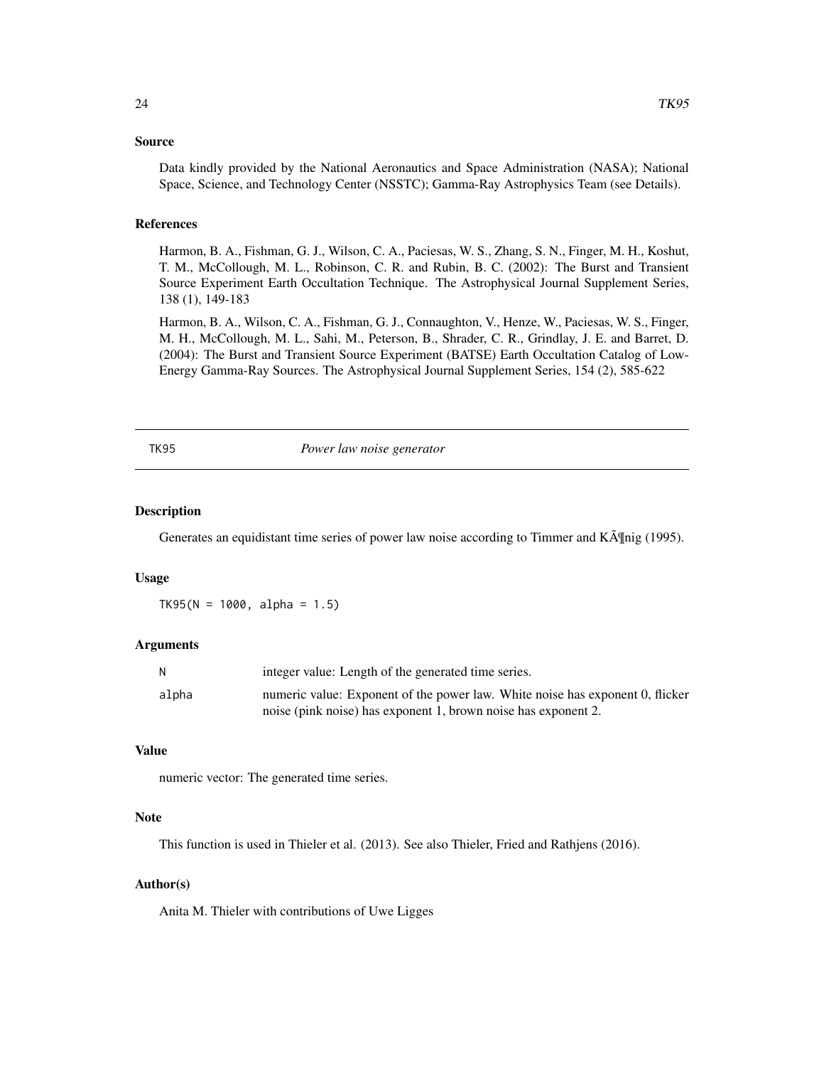## Source

Data kindly provided by the National Aeronautics and Space Administration (NASA); National Space, Science, and Technology Center (NSSTC); Gamma-Ray Astrophysics Team (see Details).

## References

Harmon, B. A., Fishman, G. J., Wilson, C. A., Paciesas, W. S., Zhang, S. N., Finger, M. H., Koshut, T. M., McCollough, M. L., Robinson, C. R. and Rubin, B. C. (2002): The Burst and Transient Source Experiment Earth Occultation Technique. The Astrophysical Journal Supplement Series, 138 (1), 149-183

Harmon, B. A., Wilson, C. A., Fishman, G. J., Connaughton, V., Henze, W., Paciesas, W. S., Finger, M. H., McCollough, M. L., Sahi, M., Peterson, B., Shrader, C. R., Grindlay, J. E. and Barret, D. (2004): The Burst and Transient Source Experiment (BATSE) Earth Occultation Catalog of Low-Energy Gamma-Ray Sources. The Astrophysical Journal Supplement Series, 154 (2), 585-622

---

# TK95 *Power law noise generator*

---

## Description

Generates an equidistant time series of power law noise according to Timmer and KÃ¶nig (1995).

## Usage

```
TK95(N = 1000, alpha = 1.5)
```

## Arguments

| | |
|---|---|
| N | integer value: Length of the generated time series. |
| alpha | numeric value: Exponent of the power law. White noise has exponent 0, flicker noise (pink noise) has exponent 1, brown noise has exponent 2. |

## Value

numeric vector: The generated time series.

## Note

This function is used in Thieler et al. (2013). See also Thieler, Fried and Rathjens (2016).

## Author(s)

Anita M. Thieler with contributions of Uwe Ligges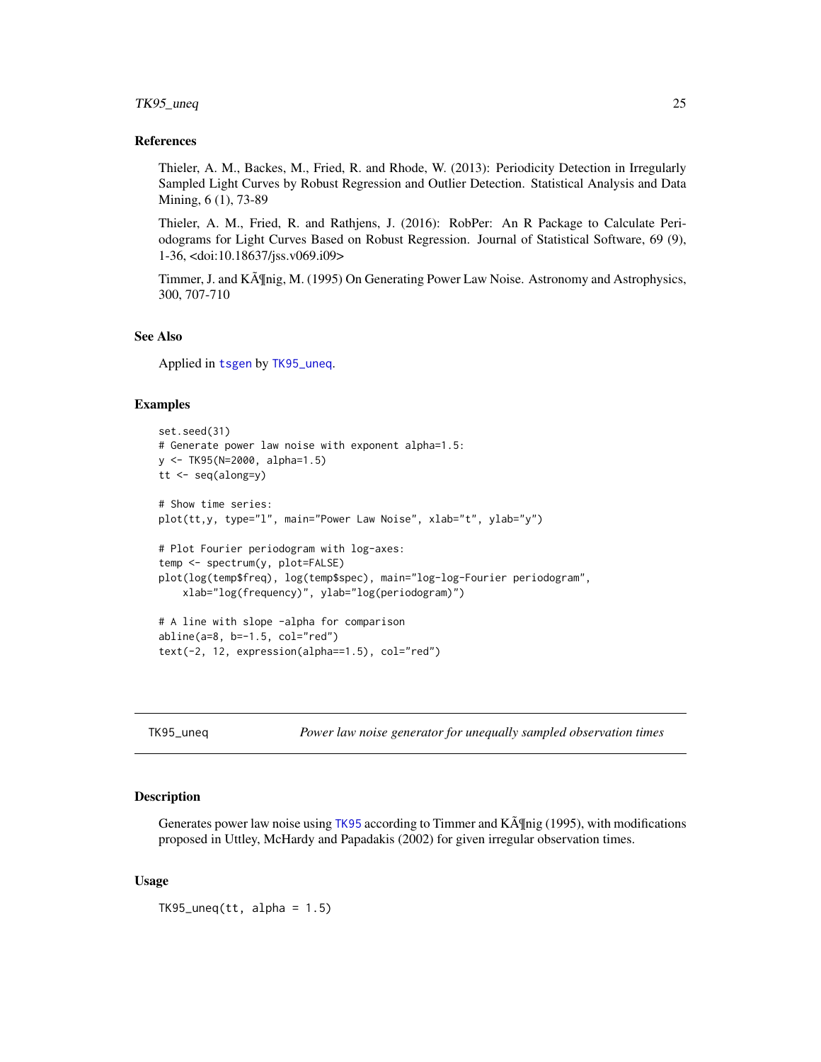### References

Thieler, A. M., Backes, M., Fried, R. and Rhode, W. (2013): Periodicity Detection in Irregularly Sampled Light Curves by Robust Regression and Outlier Detection. Statistical Analysis and Data Mining, 6 (1), 73-89

Thieler, A. M., Fried, R. and Rathjens, J. (2016): RobPer: An R Package to Calculate Periodograms for Light Curves Based on Robust Regression. Journal of Statistical Software, 69 (9), 1-36, <doi:10.18637/jss.v069.i09>

Timmer, J. and KÃ¶nig, M. (1995) On Generating Power Law Noise. Astronomy and Astrophysics, 300, 707-710

### See Also

Applied in `tsgen` by `TK95_uneq`.

### Examples

```
set.seed(31)
# Generate power law noise with exponent alpha=1.5:
y <- TK95(N=2000, alpha=1.5)
tt <- seq(along=y)

# Show time series:
plot(tt,y, type="l", main="Power Law Noise", xlab="t", ylab="y")

# Plot Fourier periodogram with log-axes:
temp <- spectrum(y, plot=FALSE)
plot(log(temp$freq), log(temp$spec), main="log-log-Fourier periodogram",
    xlab="log(frequency)", ylab="log(periodogram)")

# A line with slope -alpha for comparison
abline(a=8, b=-1.5, col="red")
text(-2, 12, expression(alpha==1.5), col="red")
```

---

## TK95_uneq — *Power law noise generator for unequally sampled observation times*

### Description

Generates power law noise using `TK95` according to Timmer and KÃ¶nig (1995), with modifications proposed in Uttley, McHardy and Papadakis (2002) for given irregular observation times.

### Usage

```
TK95_uneq(tt, alpha = 1.5)
```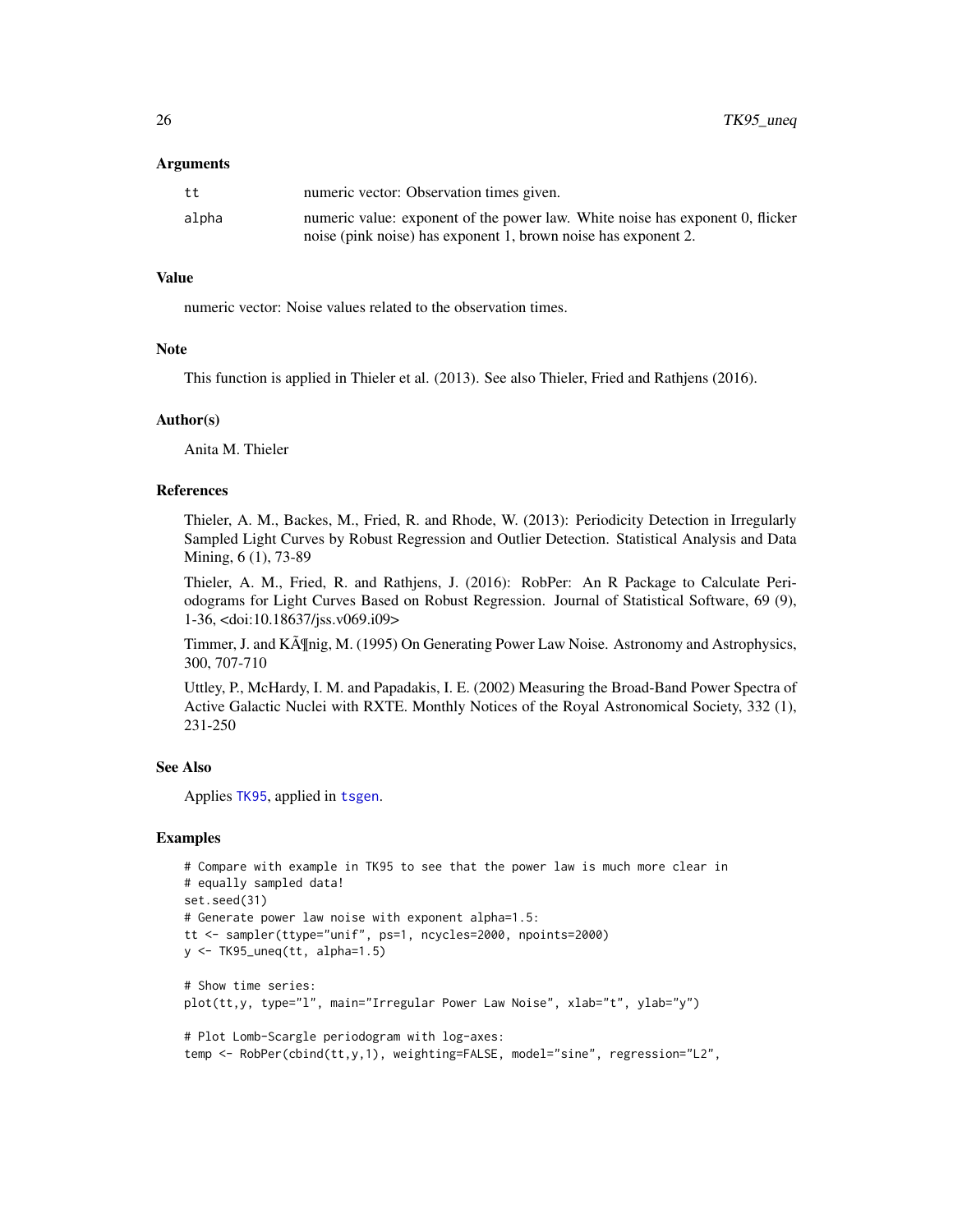## Arguments

| | |
|---|---|
| tt | numeric vector: Observation times given. |
| alpha | numeric value: exponent of the power law. White noise has exponent 0, flicker noise (pink noise) has exponent 1, brown noise has exponent 2. |

## Value

numeric vector: Noise values related to the observation times.

## Note

This function is applied in Thieler et al. (2013). See also Thieler, Fried and Rathjens (2016).

## Author(s)

Anita M. Thieler

## References

Thieler, A. M., Backes, M., Fried, R. and Rhode, W. (2013): Periodicity Detection in Irregularly Sampled Light Curves by Robust Regression and Outlier Detection. Statistical Analysis and Data Mining, 6 (1), 73-89

Thieler, A. M., Fried, R. and Rathjens, J. (2016): RobPer: An R Package to Calculate Periodograms for Light Curves Based on Robust Regression. Journal of Statistical Software, 69 (9), 1-36, <doi:10.18637/jss.v069.i09>

Timmer, J. and KÃ¶nig, M. (1995) On Generating Power Law Noise. Astronomy and Astrophysics, 300, 707-710

Uttley, P., McHardy, I. M. and Papadakis, I. E. (2002) Measuring the Broad-Band Power Spectra of Active Galactic Nuclei with RXTE. Monthly Notices of the Royal Astronomical Society, 332 (1), 231-250

## See Also

Applies TK95, applied in tsgen.

## Examples

```
# Compare with example in TK95 to see that the power law is much more clear in
# equally sampled data!
set.seed(31)
# Generate power law noise with exponent alpha=1.5:
tt <- sampler(ttype="unif", ps=1, ncycles=2000, npoints=2000)
y <- TK95_uneq(tt, alpha=1.5)

# Show time series:
plot(tt,y, type="l", main="Irregular Power Law Noise", xlab="t", ylab="y")

# Plot Lomb-Scargle periodogram with log-axes:
temp <- RobPer(cbind(tt,y,1), weighting=FALSE, model="sine", regression="L2",
```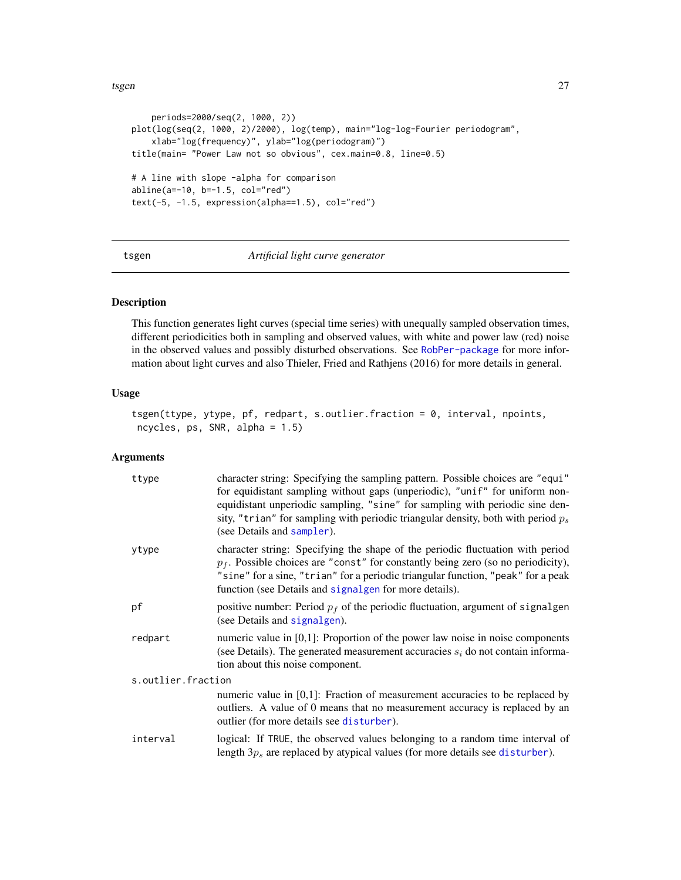```
    periods=2000/seq(2, 1000, 2))
plot(log(seq(2, 1000, 2)/2000), log(temp), main="log-log-Fourier periodogram",
    xlab="log(frequency)", ylab="log(periodogram)")
title(main= "Power Law not so obvious", cex.main=0.8, line=0.5)

# A line with slope -alpha for comparison
abline(a=-10, b=-1.5, col="red")
text(-5, -1.5, expression(alpha==1.5), col="red")
```

## tsgen *Artificial light curve generator*

### Description

This function generates light curves (special time series) with unequally sampled observation times, different periodicities both in sampling and observed values, with white and power law (red) noise in the observed values and possibly disturbed observations. See RobPer-package for more information about light curves and also Thieler, Fried and Rathjens (2016) for more details in general.

### Usage

```
tsgen(ttype, ytype, pf, redpart, s.outlier.fraction = 0, interval, npoints,
 ncycles, ps, SNR, alpha = 1.5)
```

### Arguments

- `ttype` — character string: Specifying the sampling pattern. Possible choices are "equi" for equidistant sampling without gaps (unperiodic), "unif" for uniform non-equidistant unperiodic sampling, "sine" for sampling with periodic sine density, "trian" for sampling with periodic triangular density, both with period $p_s$ (see Details and sampler).
- `ytype` — character string: Specifying the shape of the periodic fluctuation with period $p_f$. Possible choices are "const" for constantly being zero (so no periodicity), "sine" for a sine, "trian" for a periodic triangular function, "peak" for a peak function (see Details and signalgen for more details).
- `pf` — positive number: Period $p_f$ of the periodic fluctuation, argument of signalgen (see Details and signalgen).
- `redpart` — numeric value in [0,1]: Proportion of the power law noise in noise components (see Details). The generated measurement accuracies $s_i$ do not contain information about this noise component.
- `s.outlier.fraction` — numeric value in [0,1]: Fraction of measurement accuracies to be replaced by outliers. A value of 0 means that no measurement accuracy is replaced by an outlier (for more details see disturber).
- `interval` — logical: If TRUE, the observed values belonging to a random time interval of length $3p_s$ are replaced by atypical values (for more details see disturber).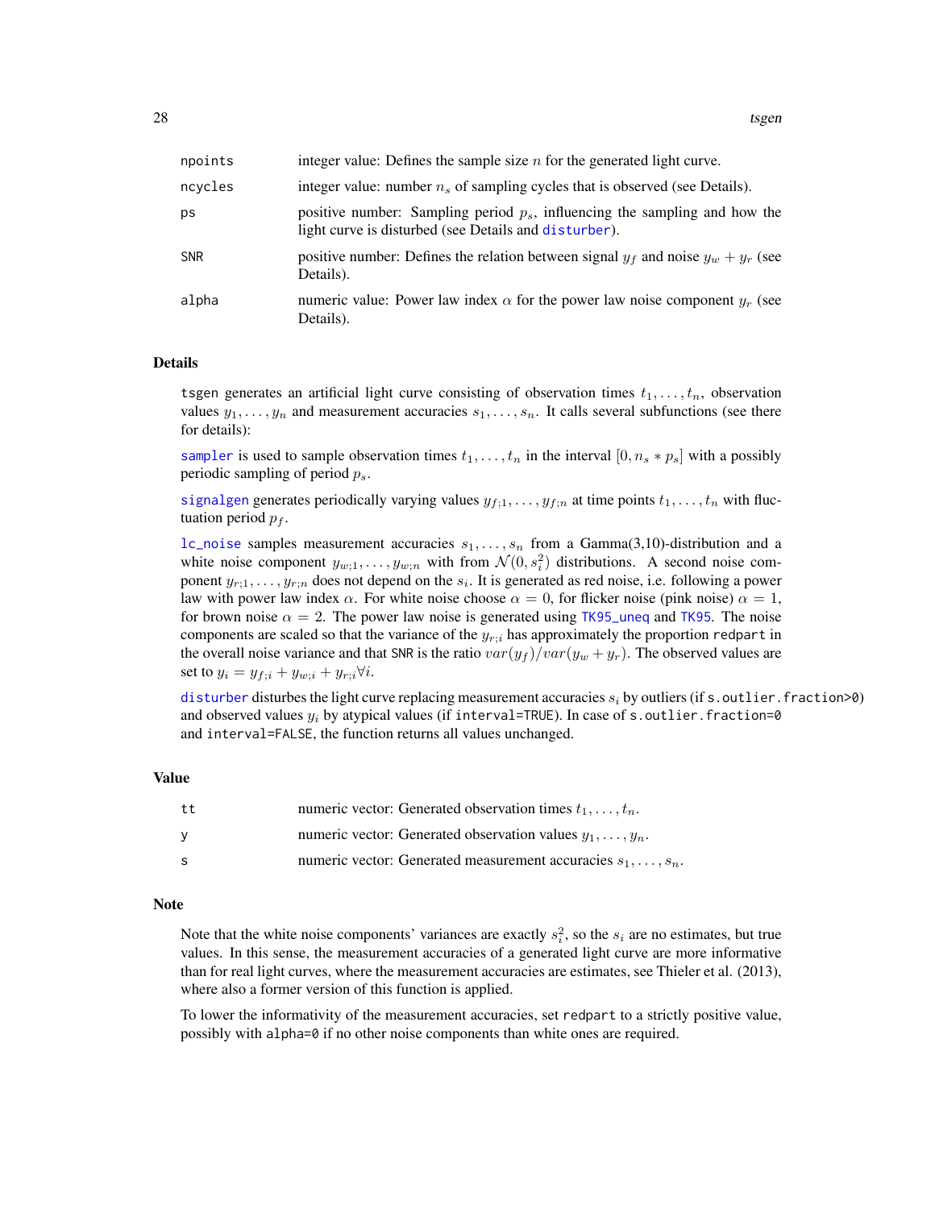| | |
|---|---|
| npoints | integer value: Defines the sample size $n$ for the generated light curve. |
| ncycles | integer value: number $n_s$ of sampling cycles that is observed (see Details). |
| ps | positive number: Sampling period $p_s$, influencing the sampling and how the light curve is disturbed (see Details and disturber). |
| SNR | positive number: Defines the relation between signal $y_f$ and noise $y_w + y_r$ (see Details). |
| alpha | numeric value: Power law index $\alpha$ for the power law noise component $y_r$ (see Details). |

## Details

tsgen generates an artificial light curve consisting of observation times $t_1, \ldots, t_n$, observation values $y_1, \ldots, y_n$ and measurement accuracies $s_1, \ldots, s_n$. It calls several subfunctions (see there for details):

sampler is used to sample observation times $t_1, \ldots, t_n$ in the interval $[0, n_s * p_s]$ with a possibly periodic sampling of period $p_s$.

signalgen generates periodically varying values $y_{f;1}, \ldots, y_{f;n}$ at time points $t_1, \ldots, t_n$ with fluctuation period $p_f$.

lc_noise samples measurement accuracies $s_1, \ldots, s_n$ from a Gamma(3,10)-distribution and a white noise component $y_{w;1}, \ldots, y_{w;n}$ with from $\mathcal{N}(0, s_i^2)$ distributions. A second noise component $y_{r;1}, \ldots, y_{r;n}$ does not depend on the $s_i$. It is generated as red noise, i.e. following a power law with power law index $\alpha$. For white noise choose $\alpha = 0$, for flicker noise (pink noise) $\alpha = 1$, for brown noise $\alpha = 2$. The power law noise is generated using TK95_uneq and TK95. The noise components are scaled so that the variance of the $y_{r;i}$ has approximately the proportion redpart in the overall noise variance and that SNR is the ratio $var(y_f)/var(y_w + y_r)$. The observed values are set to $y_i = y_{f;i} + y_{w;i} + y_{r;i} \forall i$.

disturber disturbs the light curve replacing measurement accuracies $s_i$ by outliers (if s.outlier.fraction>0) and observed values $y_i$ by atypical values (if interval=TRUE). In case of s.outlier.fraction=0 and interval=FALSE, the function returns all values unchanged.

## Value

| | |
|---|---|
| tt | numeric vector: Generated observation times $t_1, \ldots, t_n$. |
| y | numeric vector: Generated observation values $y_1, \ldots, y_n$. |
| s | numeric vector: Generated measurement accuracies $s_1, \ldots, s_n$. |

## Note

Note that the white noise components' variances are exactly $s_i^2$, so the $s_i$ are no estimates, but true values. In this sense, the measurement accuracies of a generated light curve are more informative than for real light curves, where the measurement accuracies are estimates, see Thieler et al. (2013), where also a former version of this function is applied.

To lower the informativity of the measurement accuracies, set redpart to a strictly positive value, possibly with alpha=0 if no other noise components than white ones are required.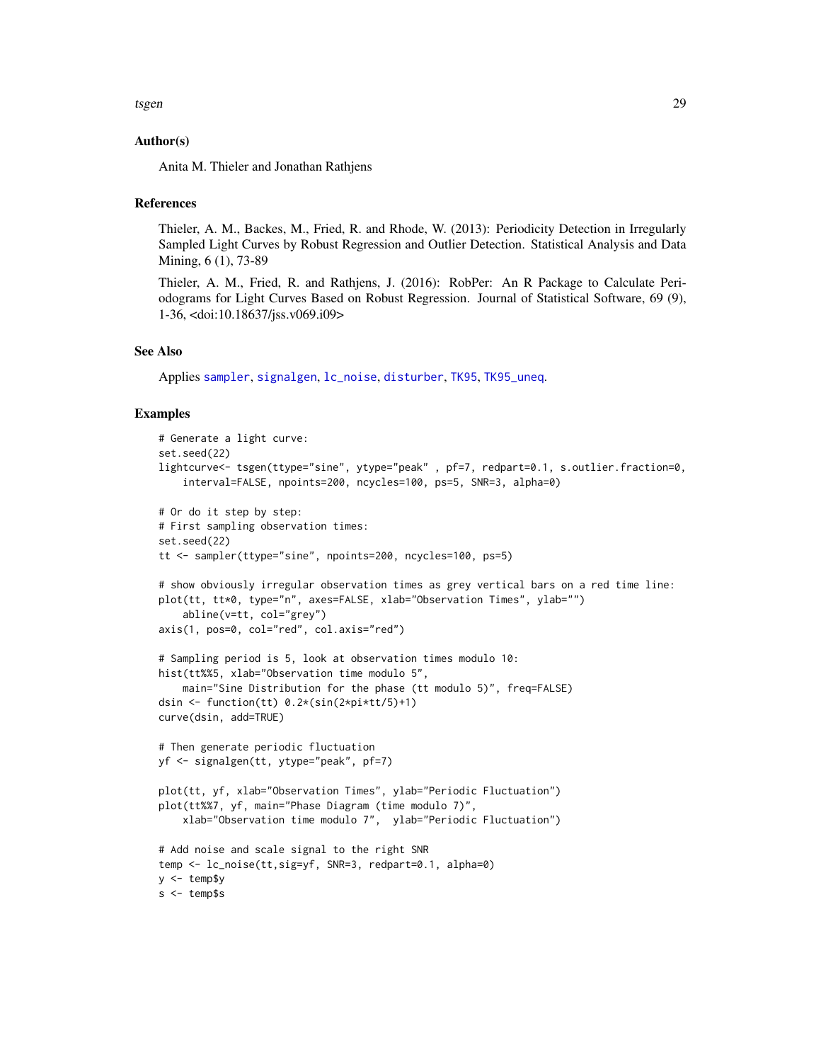## Author(s)

Anita M. Thieler and Jonathan Rathjens

## References

Thieler, A. M., Backes, M., Fried, R. and Rhode, W. (2013): Periodicity Detection in Irregularly Sampled Light Curves by Robust Regression and Outlier Detection. Statistical Analysis and Data Mining, 6 (1), 73-89

Thieler, A. M., Fried, R. and Rathjens, J. (2016): RobPer: An R Package to Calculate Periodograms for Light Curves Based on Robust Regression. Journal of Statistical Software, 69 (9), 1-36, <doi:10.18637/jss.v069.i09>

## See Also

Applies sampler, signalgen, lc_noise, disturber, TK95, TK95_uneq.

## Examples

```
# Generate a light curve:
set.seed(22)
lightcurve<- tsgen(ttype="sine", ytype="peak" , pf=7, redpart=0.1, s.outlier.fraction=0,
    interval=FALSE, npoints=200, ncycles=100, ps=5, SNR=3, alpha=0)

# Or do it step by step:
# First sampling observation times:
set.seed(22)
tt <- sampler(ttype="sine", npoints=200, ncycles=100, ps=5)

# show obviously irregular observation times as grey vertical bars on a red time line:
plot(tt, tt*0, type="n", axes=FALSE, xlab="Observation Times", ylab="")
    abline(v=tt, col="grey")
axis(1, pos=0, col="red", col.axis="red")

# Sampling period is 5, look at observation times modulo 10:
hist(tt%%5, xlab="Observation time modulo 5",
    main="Sine Distribution for the phase (tt modulo 5)", freq=FALSE)
dsin <- function(tt) 0.2*(sin(2*pi*tt/5)+1)
curve(dsin, add=TRUE)

# Then generate periodic fluctuation
yf <- signalgen(tt, ytype="peak", pf=7)

plot(tt, yf, xlab="Observation Times", ylab="Periodic Fluctuation")
plot(tt%%7, yf, main="Phase Diagram (time modulo 7)",
    xlab="Observation time modulo 7",  ylab="Periodic Fluctuation")

# Add noise and scale signal to the right SNR
temp <- lc_noise(tt,sig=yf, SNR=3, redpart=0.1, alpha=0)
y <- temp$y
s <- temp$s
```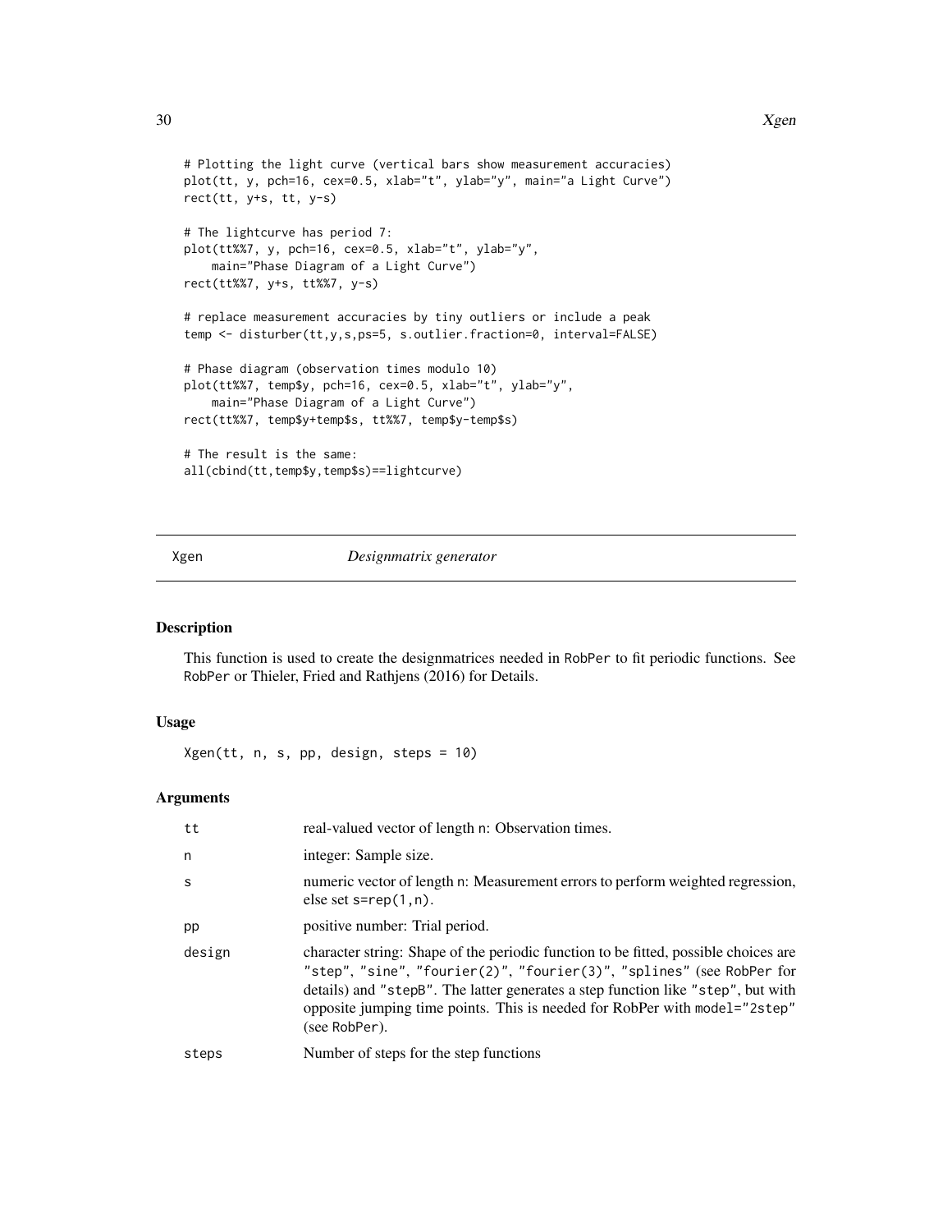```
# Plotting the light curve (vertical bars show measurement accuracies)
plot(tt, y, pch=16, cex=0.5, xlab="t", ylab="y", main="a Light Curve")
rect(tt, y+s, tt, y-s)

# The lightcurve has period 7:
plot(tt%%7, y, pch=16, cex=0.5, xlab="t", ylab="y",
    main="Phase Diagram of a Light Curve")
rect(tt%%7, y+s, tt%%7, y-s)

# replace measurement accuracies by tiny outliers or include a peak
temp <- disturber(tt,y,s,ps=5, s.outlier.fraction=0, interval=FALSE)

# Phase diagram (observation times modulo 10)
plot(tt%%7, temp$y, pch=16, cex=0.5, xlab="t", ylab="y",
    main="Phase Diagram of a Light Curve")
rect(tt%%7, temp$y+temp$s, tt%%7, temp$y-temp$s)

# The result is the same:
all(cbind(tt,temp$y,temp$s)==lightcurve)
```

## Xgen — *Designmatrix generator*

### Description

This function is used to create the designmatrices needed in RobPer to fit periodic functions. See RobPer or Thieler, Fried and Rathjens (2016) for Details.

### Usage

```
Xgen(tt, n, s, pp, design, steps = 10)
```

### Arguments

| | |
|---|---|
| tt | real-valued vector of length n: Observation times. |
| n | integer: Sample size. |
| s | numeric vector of length n: Measurement errors to perform weighted regression, else set s=rep(1,n). |
| pp | positive number: Trial period. |
| design | character string: Shape of the periodic function to be fitted, possible choices are "step", "sine", "fourier(2)", "fourier(3)", "splines" (see RobPer for details) and "stepB". The latter generates a step function like "step", but with opposite jumping time points. This is needed for RobPer with model="2step" (see RobPer). |
| steps | Number of steps for the step functions |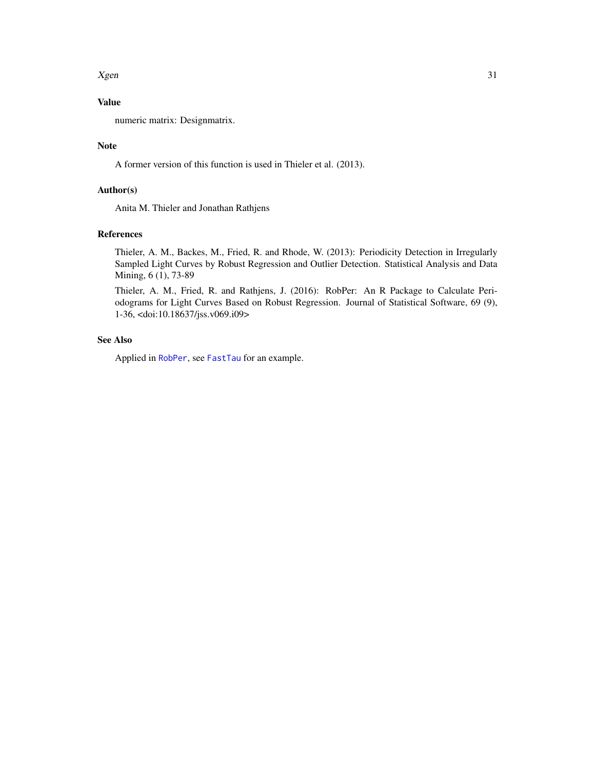### Value

numeric matrix: Designmatrix.

### Note

A former version of this function is used in Thieler et al. (2013).

### Author(s)

Anita M. Thieler and Jonathan Rathjens

### References

Thieler, A. M., Backes, M., Fried, R. and Rhode, W. (2013): Periodicity Detection in Irregularly Sampled Light Curves by Robust Regression and Outlier Detection. Statistical Analysis and Data Mining, 6 (1), 73-89

Thieler, A. M., Fried, R. and Rathjens, J. (2016): RobPer: An R Package to Calculate Periodograms for Light Curves Based on Robust Regression. Journal of Statistical Software, 69 (9), 1-36, <doi:10.18637/jss.v069.i09>

### See Also

Applied in `RobPer`, see `FastTau` for an example.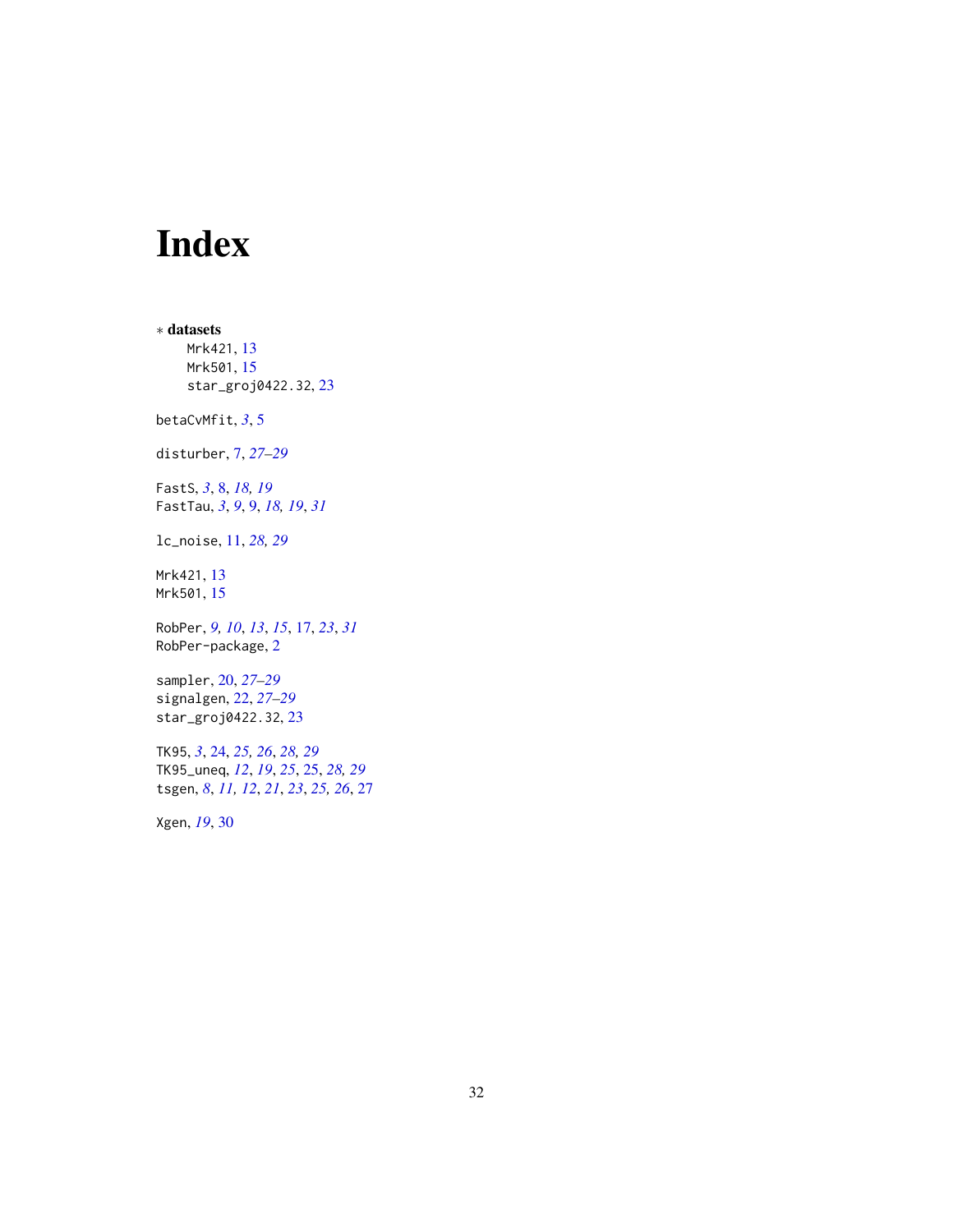# Index

∗ **datasets**

Mrk421, 13
Mrk501, 15
star_groj0422.32, 23

betaCvMfit, *3*, 5

disturber, 7, *27–29*

FastS, *3*, 8, *18, 19*
FastTau, *3*, *9*, 9, *18, 19*, *31*

lc_noise, 11, *28, 29*

Mrk421, 13
Mrk501, 15

RobPer, *9, 10*, *13*, *15*, 17, *23*, *31*
RobPer-package, 2

sampler, 20, *27–29*
signalgen, 22, *27–29*
star_groj0422.32, 23

TK95, *3*, 24, *25, 26*, *28, 29*
TK95_uneq, *12*, *19*, *25*, 25, *28, 29*
tsgen, *8*, *11, 12*, *21*, *23*, *25, 26*, 27

Xgen, *19*, 30